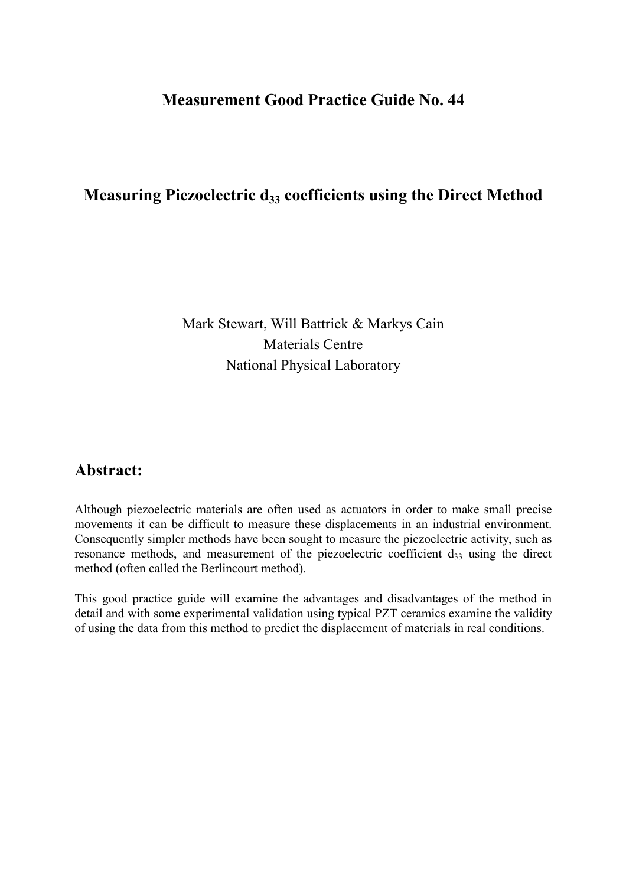# Measurement Good Practice Guide No. 44

## Measuring Piezoelectric $d_{33}$ coefficients using the Direct Method

Mark Stewart, Will Battrick & Markys Cain
Materials Centre
National Physical Laboratory

## Abstract:

Although piezoelectric materials are often used as actuators in order to make small precise movements it can be difficult to measure these displacements in an industrial environment. Consequently simpler methods have been sought to measure the piezoelectric activity, such as resonance methods, and measurement of the piezoelectric coefficient $d_{33}$ using the direct method (often called the Berlincourt method).

This good practice guide will examine the advantages and disadvantages of the method in detail and with some experimental validation using typical PZT ceramics examine the validity of using the data from this method to predict the displacement of materials in real conditions.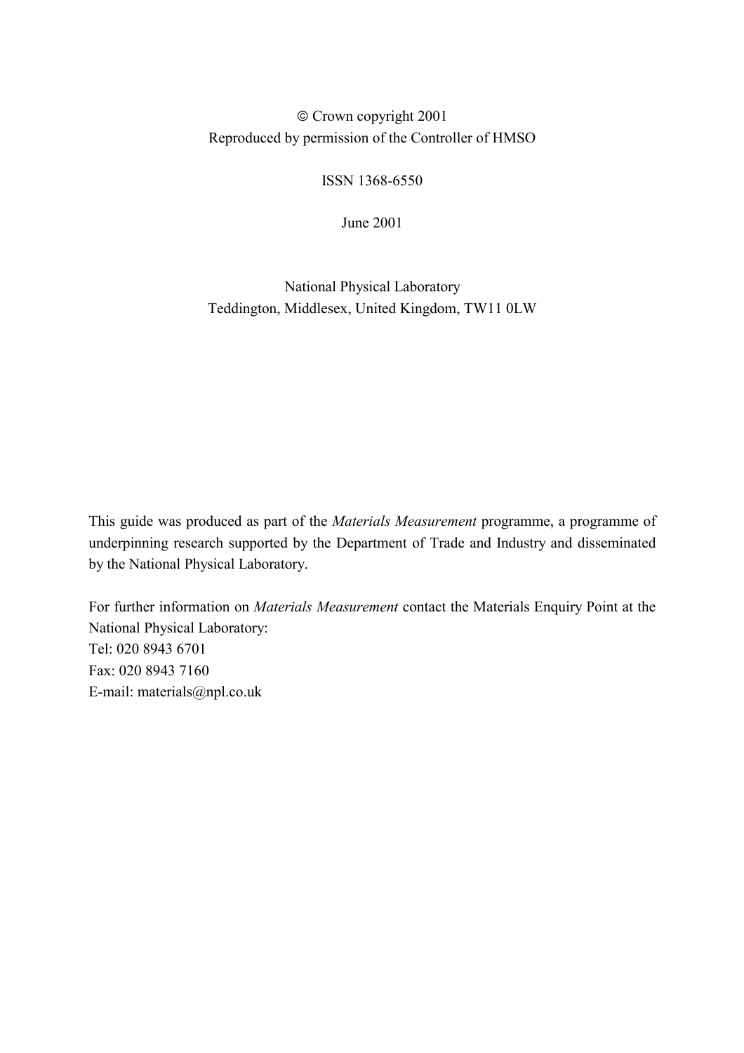© Crown copyright 2001
Reproduced by permission of the Controller of HMSO

ISSN 1368-6550

June 2001

National Physical Laboratory
Teddington, Middlesex, United Kingdom, TW11 0LW

This guide was produced as part of the *Materials Measurement* programme, a programme of underpinning research supported by the Department of Trade and Industry and disseminated by the National Physical Laboratory.

For further information on *Materials Measurement* contact the Materials Enquiry Point at the National Physical Laboratory:
Tel: 020 8943 6701
Fax: 020 8943 7160
E-mail: materials@npl.co.uk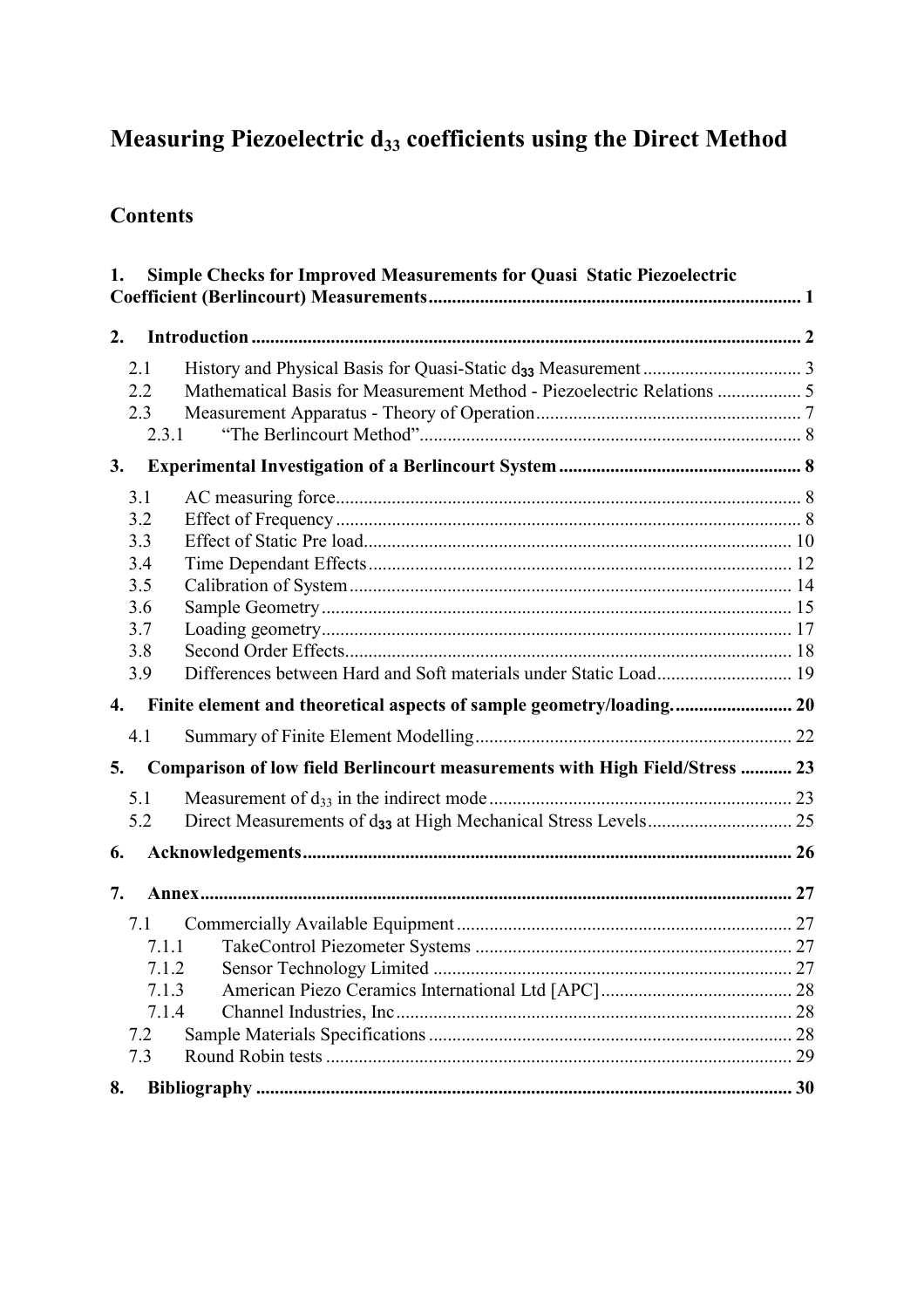# Measuring Piezoelectric $d_{33}$ coefficients using the Direct Method

## Contents

**1. Simple Checks for Improved Measurements for Quasi Static Piezoelectric Coefficient (Berlincourt) Measurements ........ 1**

**2. Introduction ........ 2**

- 2.1 History and Physical Basis for Quasi-Static $d_{33}$ Measurement ........ 3
- 2.2 Mathematical Basis for Measurement Method - Piezoelectric Relations ........ 5
- 2.3 Measurement Apparatus - Theory of Operation ........ 7
  - 2.3.1 "The Berlincourt Method" ........ 8

**3. Experimental Investigation of a Berlincourt System ........ 8**

- 3.1 AC measuring force ........ 8
- 3.2 Effect of Frequency ........ 8
- 3.3 Effect of Static Pre load ........ 10
- 3.4 Time Dependant Effects ........ 12
- 3.5 Calibration of System ........ 14
- 3.6 Sample Geometry ........ 15
- 3.7 Loading geometry ........ 17
- 3.8 Second Order Effects ........ 18
- 3.9 Differences between Hard and Soft materials under Static Load ........ 19

**4. Finite element and theoretical aspects of sample geometry/loading. ........ 20**

- 4.1 Summary of Finite Element Modelling ........ 22

**5. Comparison of low field Berlincourt measurements with High Field/Stress ........ 23**

- 5.1 Measurement of $d_{33}$ in the indirect mode ........ 23
- 5.2 Direct Measurements of $d_{33}$ at High Mechanical Stress Levels ........ 25

**6. Acknowledgements ........ 26**

**7. Annex ........ 27**

- 7.1 Commercially Available Equipment ........ 27
  - 7.1.1 TakeControl Piezometer Systems ........ 27
  - 7.1.2 Sensor Technology Limited ........ 27
  - 7.1.3 American Piezo Ceramics International Ltd [APC] ........ 28
  - 7.1.4 Channel Industries, Inc ........ 28
- 7.2 Sample Materials Specifications ........ 28
- 7.3 Round Robin tests ........ 29

**8. Bibliography ........ 30**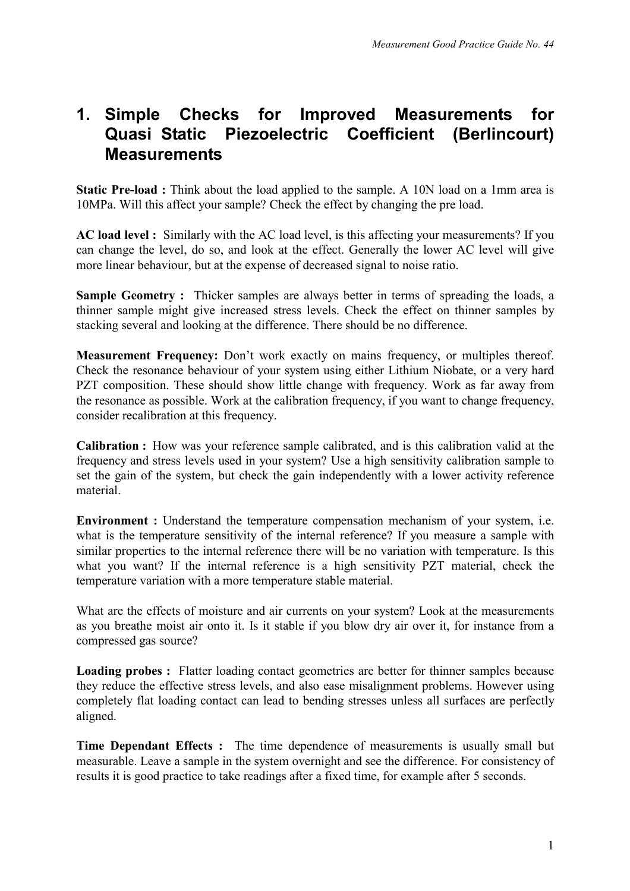# 1. Simple Checks for Improved Measurements for Quasi Static Piezoelectric Coefficient (Berlincourt) Measurements

**Static Pre-load :** Think about the load applied to the sample. A 10N load on a 1mm area is 10MPa. Will this affect your sample? Check the effect by changing the pre load.

**AC load level :** Similarly with the AC load level, is this affecting your measurements? If you can change the level, do so, and look at the effect. Generally the lower AC level will give more linear behaviour, but at the expense of decreased signal to noise ratio.

**Sample Geometry :** Thicker samples are always better in terms of spreading the loads, a thinner sample might give increased stress levels. Check the effect on thinner samples by stacking several and looking at the difference. There should be no difference.

**Measurement Frequency:** Don't work exactly on mains frequency, or multiples thereof. Check the resonance behaviour of your system using either Lithium Niobate, or a very hard PZT composition. These should show little change with frequency. Work as far away from the resonance as possible. Work at the calibration frequency, if you want to change frequency, consider recalibration at this frequency.

**Calibration :** How was your reference sample calibrated, and is this calibration valid at the frequency and stress levels used in your system? Use a high sensitivity calibration sample to set the gain of the system, but check the gain independently with a lower activity reference material.

**Environment :** Understand the temperature compensation mechanism of your system, i.e. what is the temperature sensitivity of the internal reference? If you measure a sample with similar properties to the internal reference there will be no variation with temperature. Is this what you want? If the internal reference is a high sensitivity PZT material, check the temperature variation with a more temperature stable material.

What are the effects of moisture and air currents on your system? Look at the measurements as you breathe moist air onto it. Is it stable if you blow dry air over it, for instance from a compressed gas source?

**Loading probes :** Flatter loading contact geometries are better for thinner samples because they reduce the effective stress levels, and also ease misalignment problems. However using completely flat loading contact can lead to bending stresses unless all surfaces are perfectly aligned.

**Time Dependant Effects :** The time dependence of measurements is usually small but measurable. Leave a sample in the system overnight and see the difference. For consistency of results it is good practice to take readings after a fixed time, for example after 5 seconds.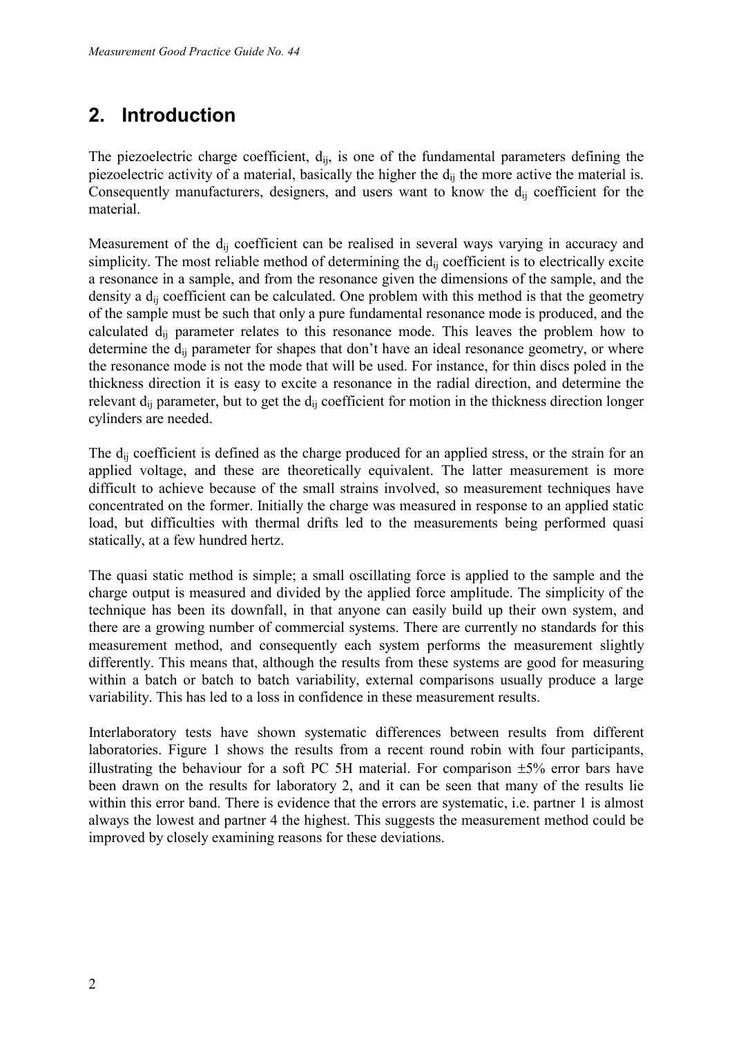## 2. Introduction

The piezoelectric charge coefficient, $d_{ij}$, is one of the fundamental parameters defining the piezoelectric activity of a material, basically the higher the $d_{ij}$ the more active the material is. Consequently manufacturers, designers, and users want to know the $d_{ij}$ coefficient for the material.

Measurement of the $d_{ij}$ coefficient can be realised in several ways varying in accuracy and simplicity. The most reliable method of determining the $d_{ij}$ coefficient is to electrically excite a resonance in a sample, and from the resonance given the dimensions of the sample, and the density a $d_{ij}$ coefficient can be calculated. One problem with this method is that the geometry of the sample must be such that only a pure fundamental resonance mode is produced, and the calculated $d_{ij}$ parameter relates to this resonance mode. This leaves the problem how to determine the $d_{ij}$ parameter for shapes that don't have an ideal resonance geometry, or where the resonance mode is not the mode that will be used. For instance, for thin discs poled in the thickness direction it is easy to excite a resonance in the radial direction, and determine the relevant $d_{ij}$ parameter, but to get the $d_{ij}$ coefficient for motion in the thickness direction longer cylinders are needed.

The $d_{ij}$ coefficient is defined as the charge produced for an applied stress, or the strain for an applied voltage, and these are theoretically equivalent. The latter measurement is more difficult to achieve because of the small strains involved, so measurement techniques have concentrated on the former. Initially the charge was measured in response to an applied static load, but difficulties with thermal drifts led to the measurements being performed quasi statically, at a few hundred hertz.

The quasi static method is simple; a small oscillating force is applied to the sample and the charge output is measured and divided by the applied force amplitude. The simplicity of the technique has been its downfall, in that anyone can easily build up their own system, and there are a growing number of commercial systems. There are currently no standards for this measurement method, and consequently each system performs the measurement slightly differently. This means that, although the results from these systems are good for measuring within a batch or batch to batch variability, external comparisons usually produce a large variability. This has led to a loss in confidence in these measurement results.

Interlaboratory tests have shown systematic differences between results from different laboratories. Figure 1 shows the results from a recent round robin with four participants, illustrating the behaviour for a soft PC 5H material. For comparison ±5% error bars have been drawn on the results for laboratory 2, and it can be seen that many of the results lie within this error band. There is evidence that the errors are systematic, i.e. partner 1 is almost always the lowest and partner 4 the highest. This suggests the measurement method could be improved by closely examining reasons for these deviations.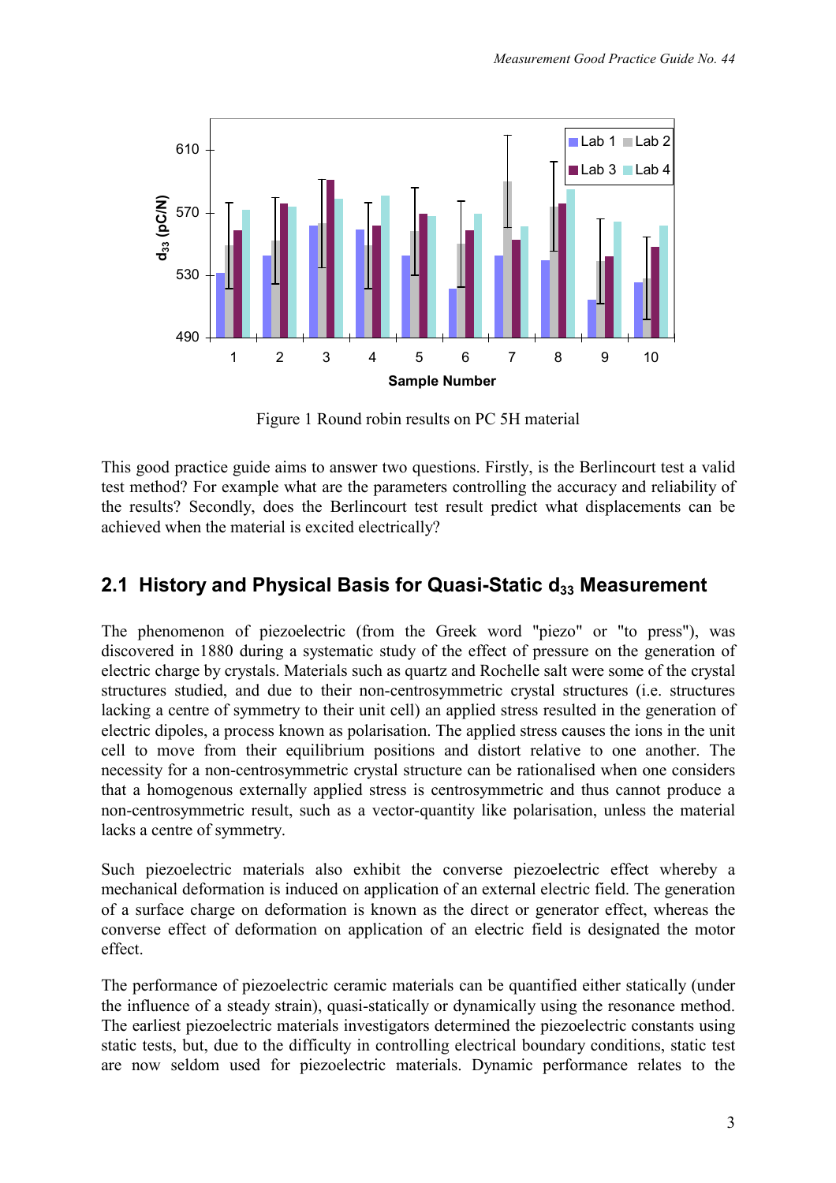610

570

530

490

$d_{33}$ (pC/N)

1 2 3 4 5 6 7 8 9 10

Sample Number

Lab 1 Lab 2 Lab 3 Lab 4

Figure 1 Round robin results on PC 5H material

This good practice guide aims to answer two questions. Firstly, is the Berlincourt test a valid test method? For example what are the parameters controlling the accuracy and reliability of the results? Secondly, does the Berlincourt test result predict what displacements can be achieved when the material is excited electrically?

## 2.1 History and Physical Basis for Quasi-Static $d_{33}$ Measurement

The phenomenon of piezoelectric (from the Greek word "piezo" or "to press"), was discovered in 1880 during a systematic study of the effect of pressure on the generation of electric charge by crystals. Materials such as quartz and Rochelle salt were some of the crystal structures studied, and due to their non-centrosymmetric crystal structures (i.e. structures lacking a centre of symmetry to their unit cell) an applied stress resulted in the generation of electric dipoles, a process known as polarisation. The applied stress causes the ions in the unit cell to move from their equilibrium positions and distort relative to one another. The necessity for a non-centrosymmetric crystal structure can be rationalised when one considers that a homogenous externally applied stress is centrosymmetric and thus cannot produce a non-centrosymmetric result, such as a vector-quantity like polarisation, unless the material lacks a centre of symmetry.

Such piezoelectric materials also exhibit the converse piezoelectric effect whereby a mechanical deformation is induced on application of an external electric field. The generation of a surface charge on deformation is known as the direct or generator effect, whereas the converse effect of deformation on application of an electric field is designated the motor effect.

The performance of piezoelectric ceramic materials can be quantified either statically (under the influence of a steady strain), quasi-statically or dynamically using the resonance method. The earliest piezoelectric materials investigators determined the piezoelectric constants using static tests, but, due to the difficulty in controlling electrical boundary conditions, static test are now seldom used for piezoelectric materials. Dynamic performance relates to the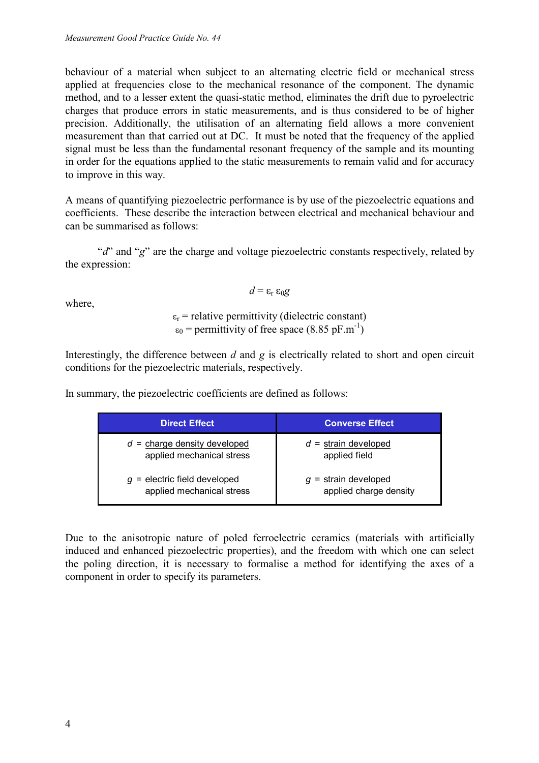behaviour of a material when subject to an alternating electric field or mechanical stress applied at frequencies close to the mechanical resonance of the component. The dynamic method, and to a lesser extent the quasi-static method, eliminates the drift due to pyroelectric charges that produce errors in static measurements, and is thus considered to be of higher precision. Additionally, the utilisation of an alternating field allows a more convenient measurement than that carried out at DC. It must be noted that the frequency of the applied signal must be less than the fundamental resonant frequency of the sample and its mounting in order for the equations applied to the static measurements to remain valid and for accuracy to improve in this way.

A means of quantifying piezoelectric performance is by use of the piezoelectric equations and coefficients. These describe the interaction between electrical and mechanical behaviour and can be summarised as follows:

"*d*" and "*g*" are the charge and voltage piezoelectric constants respectively, related by the expression:

$$d = \varepsilon_r \varepsilon_0 g$$

where,

$\varepsilon_r$ = relative permittivity (dielectric constant)
$\varepsilon_0$ = permittivity of free space (8.85 $pF.m^{-1}$)

Interestingly, the difference between *d* and *g* is electrically related to short and open circuit conditions for the piezoelectric materials, respectively.

In summary, the piezoelectric coefficients are defined as follows:

| Direct Effect | Converse Effect |
| --- | --- |
| $d = \dfrac{\text{charge density developed}}{\text{applied mechanical stress}}$ | $d = \dfrac{\text{strain developed}}{\text{applied field}}$ |
| $g = \dfrac{\text{electric field developed}}{\text{applied mechanical stress}}$ | $g = \dfrac{\text{strain developed}}{\text{applied charge density}}$ |

Due to the anisotropic nature of poled ferroelectric ceramics (materials with artificially induced and enhanced piezoelectric properties), and the freedom with which one can select the poling direction, it is necessary to formalise a method for identifying the axes of a component in order to specify its parameters.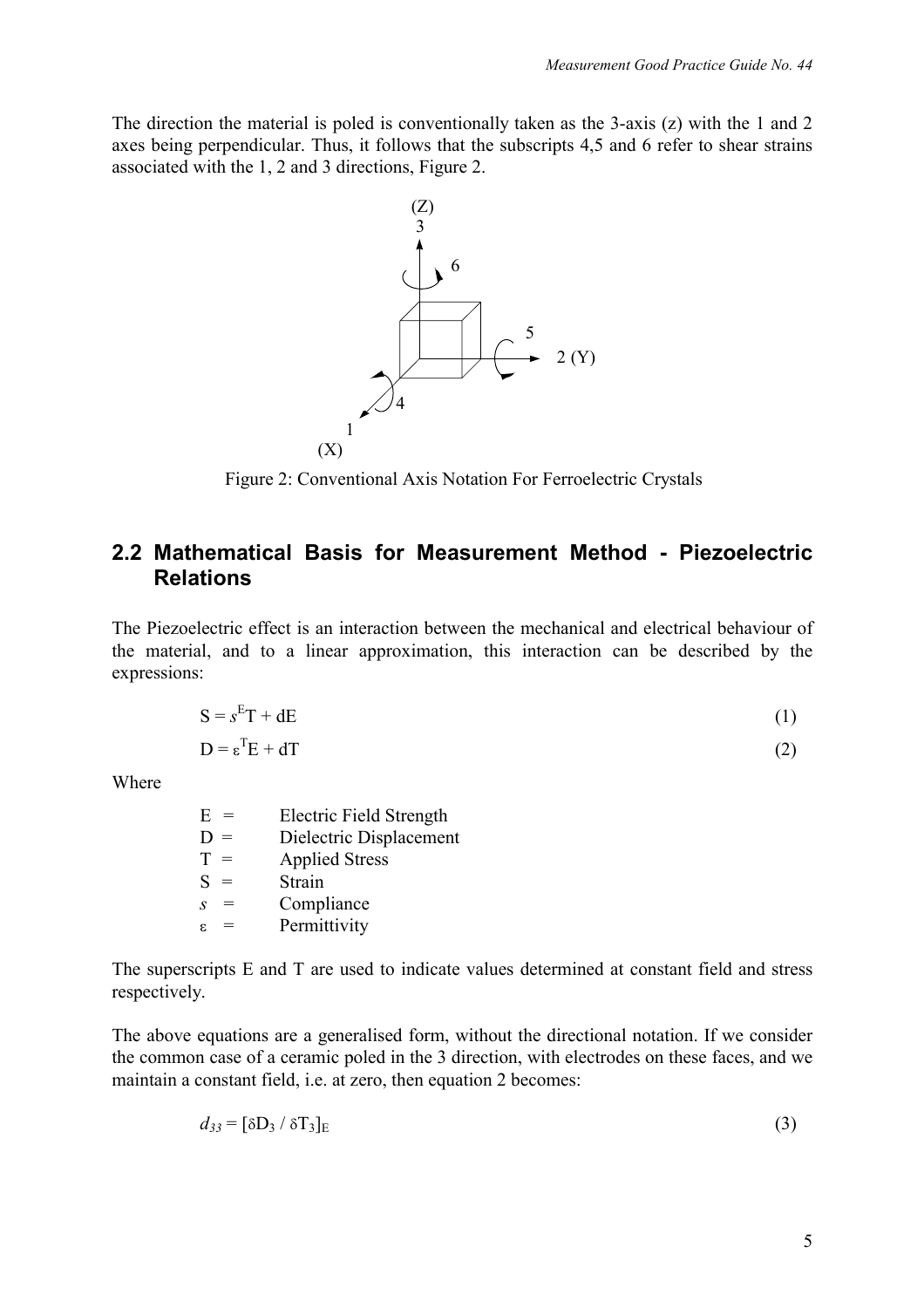The direction the material is poled is conventionally taken as the 3-axis (z) with the 1 and 2 axes being perpendicular. Thus, it follows that the subscripts 4,5 and 6 refer to shear strains associated with the 1, 2 and 3 directions, Figure 2.

Figure 2: Conventional Axis Notation For Ferroelectric Crystals

## 2.2 Mathematical Basis for Measurement Method - Piezoelectric Relations

The Piezoelectric effect is an interaction between the mechanical and electrical behaviour of the material, and to a linear approximation, this interaction can be described by the expressions:

$$S = s^E T + dE \tag{1}$$

$$D = \varepsilon^T E + dT \tag{2}$$

Where

- E = Electric Field Strength
- D = Dielectric Displacement
- T = Applied Stress
- S = Strain
- $s$ = Compliance
- $\varepsilon$ = Permittivity

The superscripts E and T are used to indicate values determined at constant field and stress respectively.

The above equations are a generalised form, without the directional notation. If we consider the common case of a ceramic poled in the 3 direction, with electrodes on these faces, and we maintain a constant field, i.e. at zero, then equation 2 becomes:

$$d_{33} = [\delta D_3 / \delta T_3]_E \tag{3}$$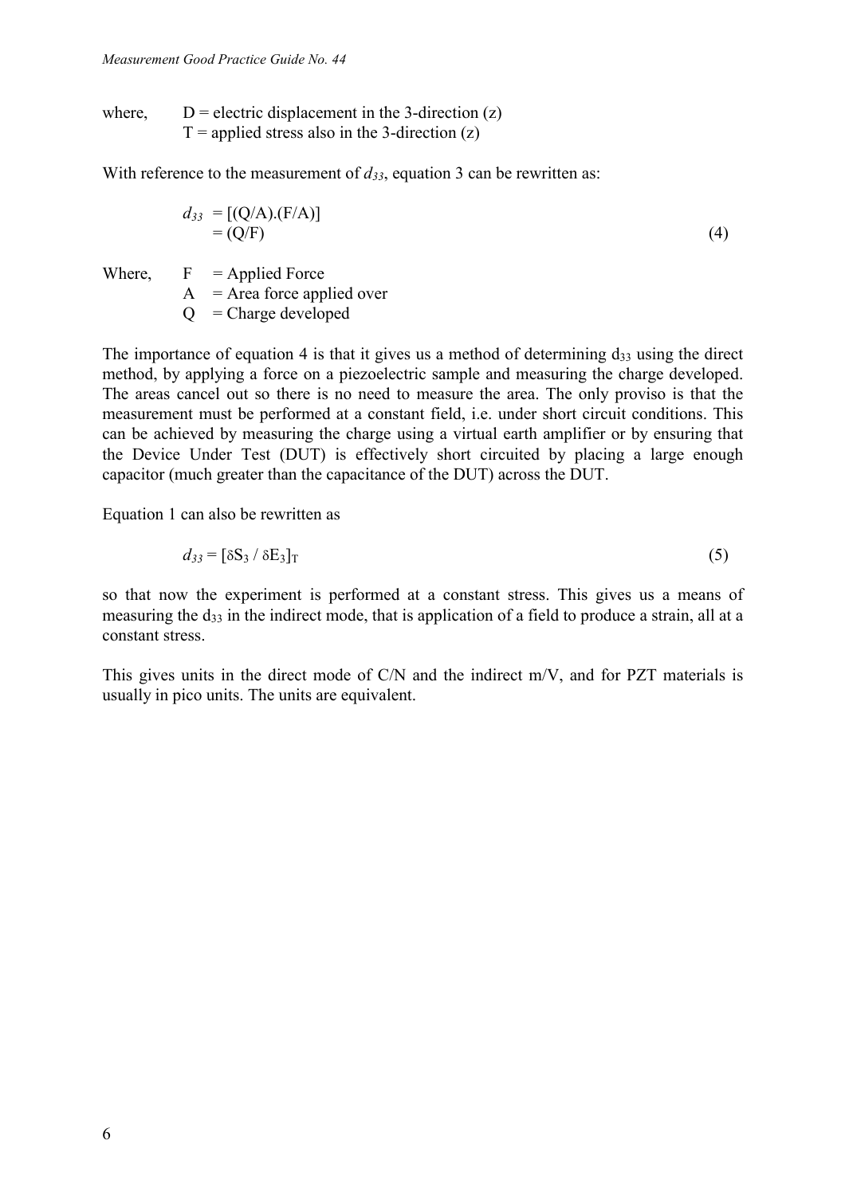where, D = electric displacement in the 3-direction (z)
T = applied stress also in the 3-direction (z)

With reference to the measurement of $d_{33}$, equation 3 can be rewritten as:

$$d_{33} = [(Q/A).(F/A)] \\ = (Q/F) \quad (4)$$

Where, F = Applied Force
A = Area force applied over
Q = Charge developed

The importance of equation 4 is that it gives us a method of determining $d_{33}$ using the direct method, by applying a force on a piezoelectric sample and measuring the charge developed. The areas cancel out so there is no need to measure the area. The only proviso is that the measurement must be performed at a constant field, i.e. under short circuit conditions. This can be achieved by measuring the charge using a virtual earth amplifier or by ensuring that the Device Under Test (DUT) is effectively short circuited by placing a large enough capacitor (much greater than the capacitance of the DUT) across the DUT.

Equation 1 can also be rewritten as

$$d_{33} = [\delta S_3 / \delta E_3]_T \quad (5)$$

so that now the experiment is performed at a constant stress. This gives us a means of measuring the $d_{33}$ in the indirect mode, that is application of a field to produce a strain, all at a constant stress.

This gives units in the direct mode of C/N and the indirect m/V, and for PZT materials is usually in pico units. The units are equivalent.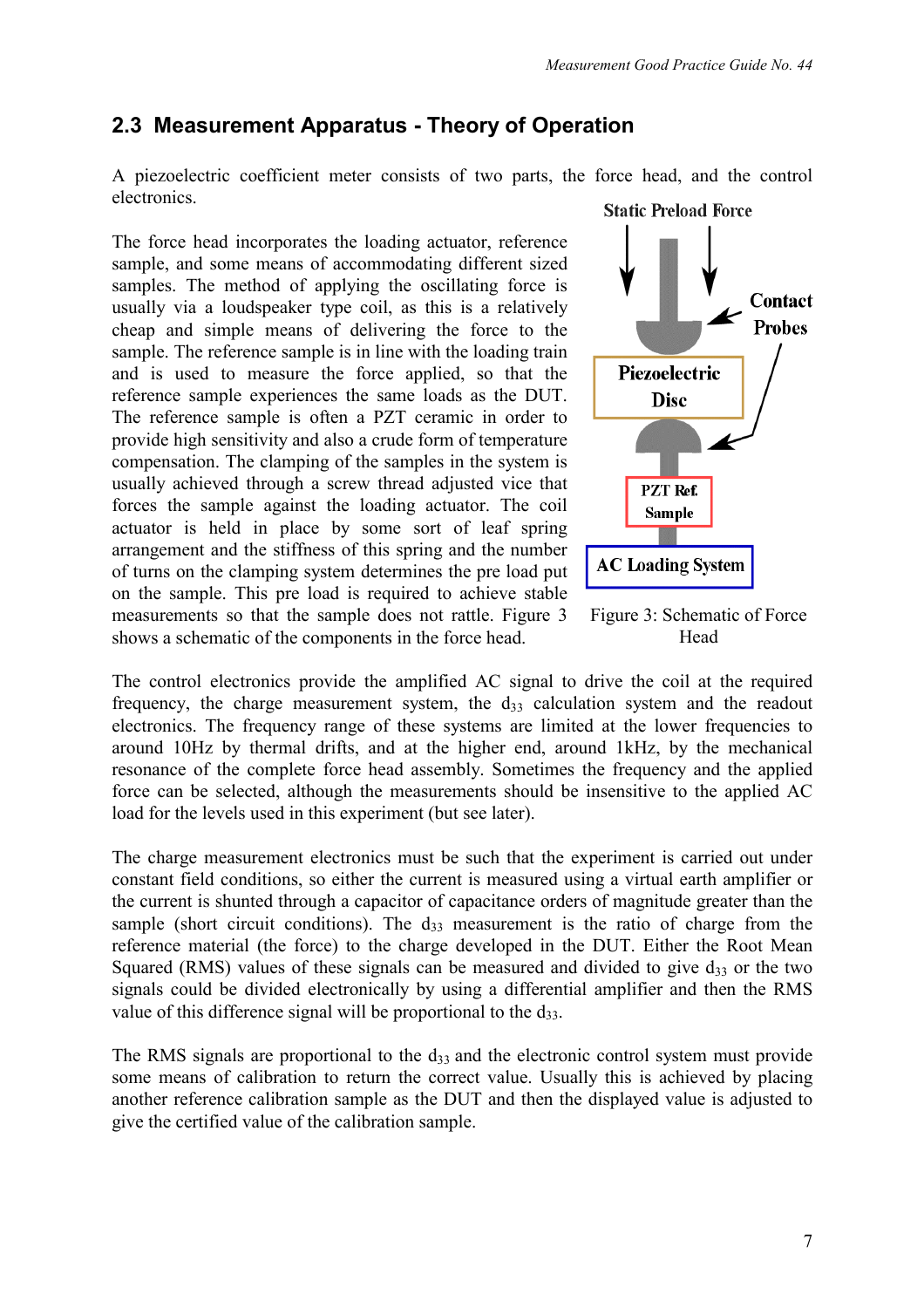## 2.3 Measurement Apparatus - Theory of Operation

A piezoelectric coefficient meter consists of two parts, the force head, and the control electronics.

The force head incorporates the loading actuator, reference sample, and some means of accommodating different sized samples. The method of applying the oscillating force is usually via a loudspeaker type coil, as this is a relatively cheap and simple means of delivering the force to the sample. The reference sample is in line with the loading train and is used to measure the force applied, so that the reference sample experiences the same loads as the DUT. The reference sample is often a PZT ceramic in order to provide high sensitivity and also a crude form of temperature compensation. The clamping of the samples in the system is usually achieved through a screw thread adjusted vice that forces the sample against the loading actuator. The coil actuator is held in place by some sort of leaf spring arrangement and the stiffness of this spring and the number of turns on the clamping system determines the pre load put on the sample. This pre load is required to achieve stable measurements so that the sample does not rattle. Figure 3 shows a schematic of the components in the force head.

Static Preload Force

Contact Probes

Piezoelectric Disc

PZT Ref. Sample

AC Loading System

Figure 3: Schematic of Force Head

The control electronics provide the amplified AC signal to drive the coil at the required frequency, the charge measurement system, the $d_{33}$ calculation system and the readout electronics. The frequency range of these systems are limited at the lower frequencies to around 10Hz by thermal drifts, and at the higher end, around 1kHz, by the mechanical resonance of the complete force head assembly. Sometimes the frequency and the applied force can be selected, although the measurements should be insensitive to the applied AC load for the levels used in this experiment (but see later).

The charge measurement electronics must be such that the experiment is carried out under constant field conditions, so either the current is measured using a virtual earth amplifier or the current is shunted through a capacitor of capacitance orders of magnitude greater than the sample (short circuit conditions). The $d_{33}$ measurement is the ratio of charge from the reference material (the force) to the charge developed in the DUT. Either the Root Mean Squared (RMS) values of these signals can be measured and divided to give $d_{33}$ or the two signals could be divided electronically by using a differential amplifier and then the RMS value of this difference signal will be proportional to the $d_{33}$.

The RMS signals are proportional to the $d_{33}$ and the electronic control system must provide some means of calibration to return the correct value. Usually this is achieved by placing another reference calibration sample as the DUT and then the displayed value is adjusted to give the certified value of the calibration sample.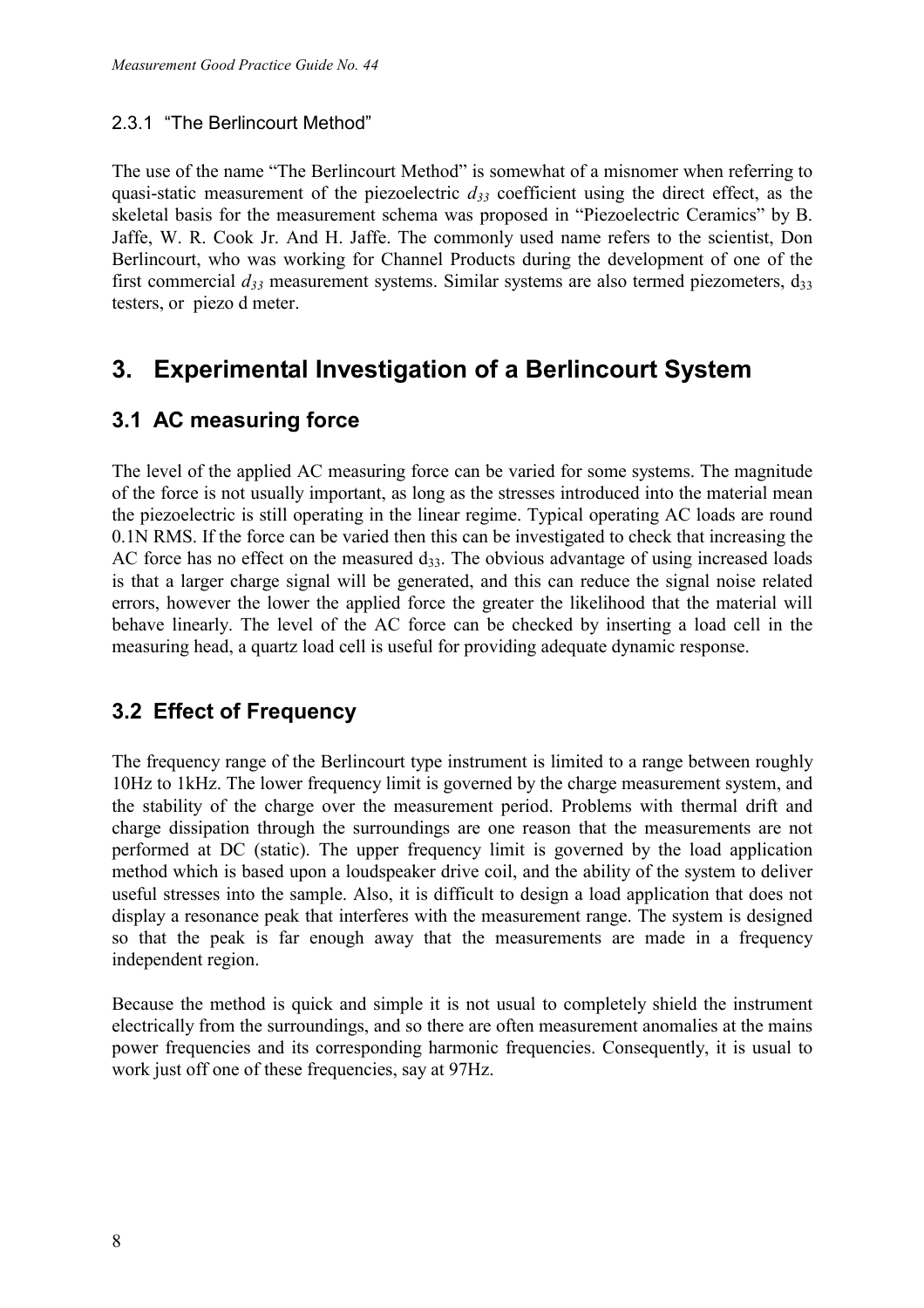#### 2.3.1 "The Berlincourt Method"

The use of the name "The Berlincourt Method" is somewhat of a misnomer when referring to quasi-static measurement of the piezoelectric $d_{33}$ coefficient using the direct effect, as the skeletal basis for the measurement schema was proposed in "Piezoelectric Ceramics" by B. Jaffe, W. R. Cook Jr. And H. Jaffe. The commonly used name refers to the scientist, Don Berlincourt, who was working for Channel Products during the development of one of the first commercial $d_{33}$ measurement systems. Similar systems are also termed piezometers, $d_{33}$ testers, or piezo d meter.

# 3. Experimental Investigation of a Berlincourt System

## 3.1 AC measuring force

The level of the applied AC measuring force can be varied for some systems. The magnitude of the force is not usually important, as long as the stresses introduced into the material mean the piezoelectric is still operating in the linear regime. Typical operating AC loads are round 0.1N RMS. If the force can be varied then this can be investigated to check that increasing the AC force has no effect on the measured $d_{33}$. The obvious advantage of using increased loads is that a larger charge signal will be generated, and this can reduce the signal noise related errors, however the lower the applied force the greater the likelihood that the material will behave linearly. The level of the AC force can be checked by inserting a load cell in the measuring head, a quartz load cell is useful for providing adequate dynamic response.

## 3.2 Effect of Frequency

The frequency range of the Berlincourt type instrument is limited to a range between roughly 10Hz to 1kHz. The lower frequency limit is governed by the charge measurement system, and the stability of the charge over the measurement period. Problems with thermal drift and charge dissipation through the surroundings are one reason that the measurements are not performed at DC (static). The upper frequency limit is governed by the load application method which is based upon a loudspeaker drive coil, and the ability of the system to deliver useful stresses into the sample. Also, it is difficult to design a load application that does not display a resonance peak that interferes with the measurement range. The system is designed so that the peak is far enough away that the measurements are made in a frequency independent region.

Because the method is quick and simple it is not usual to completely shield the instrument electrically from the surroundings, and so there are often measurement anomalies at the mains power frequencies and its corresponding harmonic frequencies. Consequently, it is usual to work just off one of these frequencies, say at 97Hz.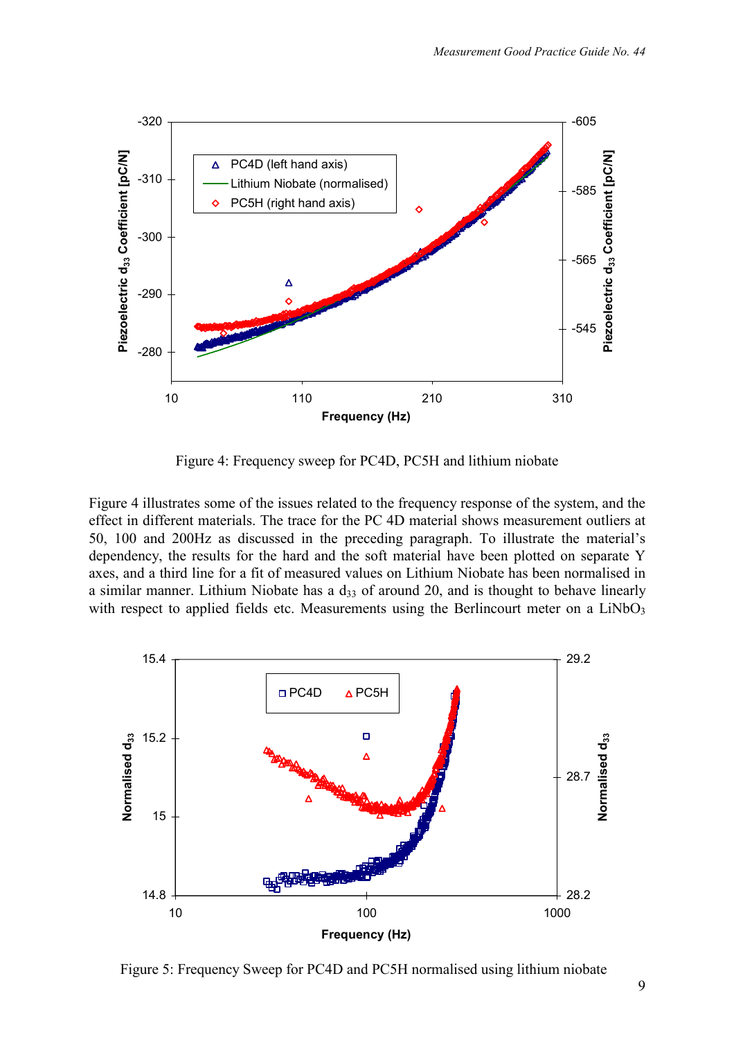Figure 4: Frequency sweep for PC4D, PC5H and lithium niobate

Figure 4 illustrates some of the issues related to the frequency response of the system, and the effect in different materials. The trace for the PC 4D material shows measurement outliers at 50, 100 and 200Hz as discussed in the preceding paragraph. To illustrate the material's dependency, the results for the hard and the soft material have been plotted on separate Y axes, and a third line for a fit of measured values on Lithium Niobate has been normalised in a similar manner. Lithium Niobate has a $d_{33}$ of around 20, and is thought to behave linearly with respect to applied fields etc. Measurements using the Berlincourt meter on a $LiNbO_3$

Figure 5: Frequency Sweep for PC4D and PC5H normalised using lithium niobate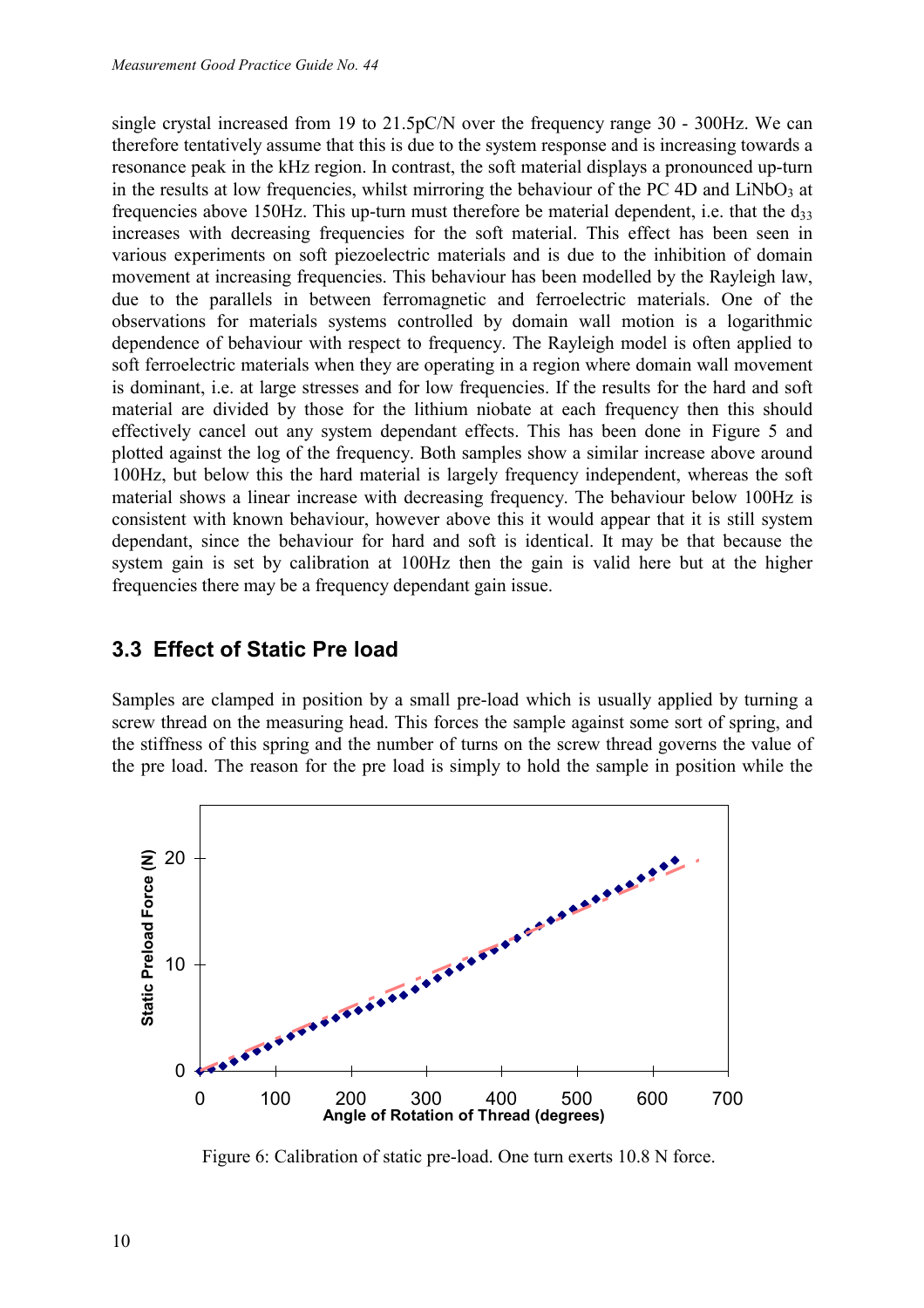single crystal increased from 19 to 21.5pC/N over the frequency range 30 - 300Hz. We can therefore tentatively assume that this is due to the system response and is increasing towards a resonance peak in the kHz region. In contrast, the soft material displays a pronounced up-turn in the results at low frequencies, whilst mirroring the behaviour of the PC 4D and $LiNbO_3$ at frequencies above 150Hz. This up-turn must therefore be material dependent, i.e. that the $d_{33}$ increases with decreasing frequencies for the soft material. This effect has been seen in various experiments on soft piezoelectric materials and is due to the inhibition of domain movement at increasing frequencies. This behaviour has been modelled by the Rayleigh law, due to the parallels in between ferromagnetic and ferroelectric materials. One of the observations for materials systems controlled by domain wall motion is a logarithmic dependence of behaviour with respect to frequency. The Rayleigh model is often applied to soft ferroelectric materials when they are operating in a region where domain wall movement is dominant, i.e. at large stresses and for low frequencies. If the results for the hard and soft material are divided by those for the lithium niobate at each frequency then this should effectively cancel out any system dependant effects. This has been done in Figure 5 and plotted against the log of the frequency. Both samples show a similar increase above around 100Hz, but below this the hard material is largely frequency independent, whereas the soft material shows a linear increase with decreasing frequency. The behaviour below 100Hz is consistent with known behaviour, however above this it would appear that it is still system dependant, since the behaviour for hard and soft is identical. It may be that because the system gain is set by calibration at 100Hz then the gain is valid here but at the higher frequencies there may be a frequency dependant gain issue.

## 3.3 Effect of Static Pre load

Samples are clamped in position by a small pre-load which is usually applied by turning a screw thread on the measuring head. This forces the sample against some sort of spring, and the stiffness of this spring and the number of turns on the screw thread governs the value of the pre load. The reason for the pre load is simply to hold the sample in position while the

Figure 6: Calibration of static pre-load. One turn exerts 10.8 N force.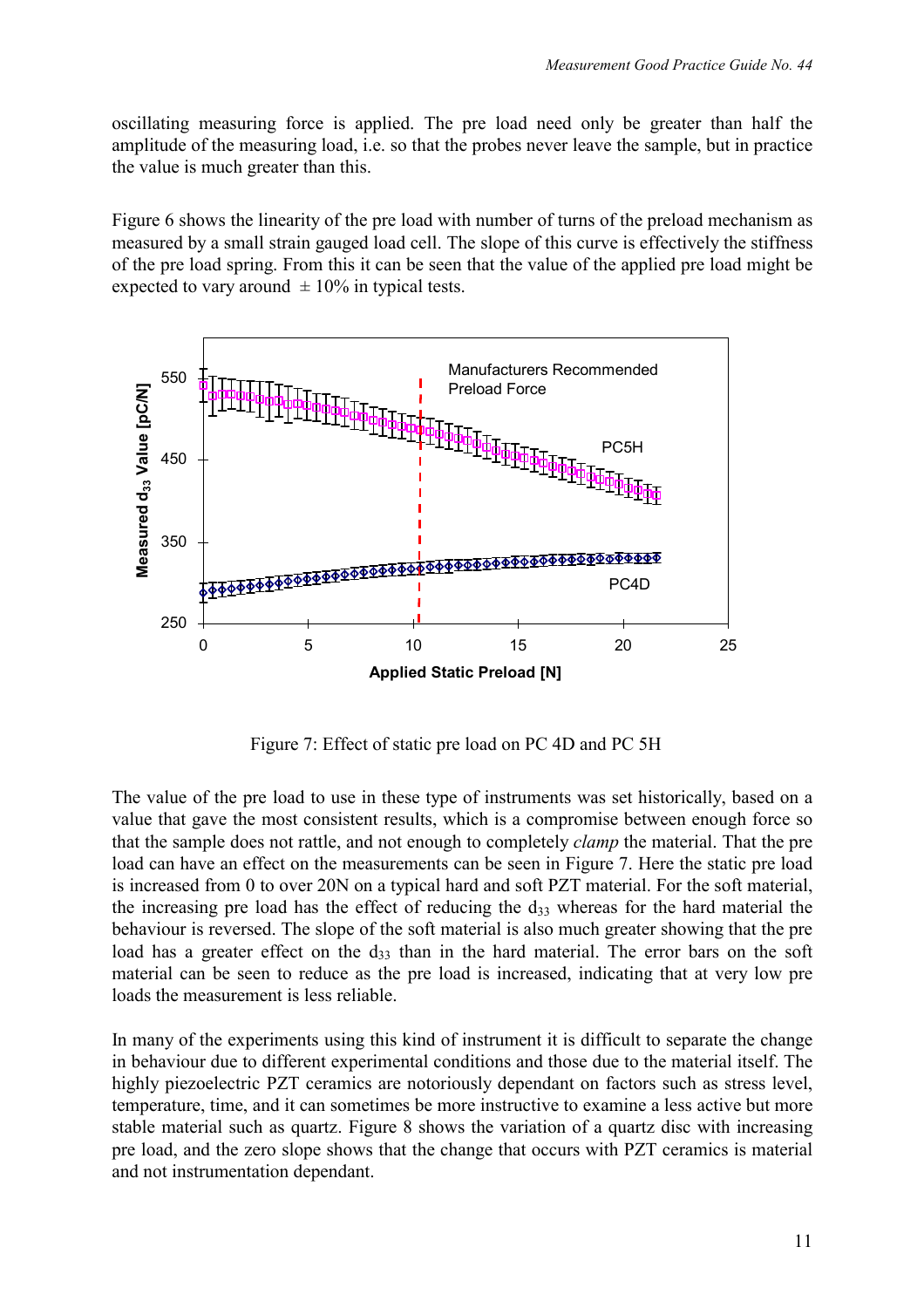oscillating measuring force is applied. The pre load need only be greater than half the amplitude of the measuring load, i.e. so that the probes never leave the sample, but in practice the value is much greater than this.

Figure 6 shows the linearity of the pre load with number of turns of the preload mechanism as measured by a small strain gauged load cell. The slope of this curve is effectively the stiffness of the pre load spring. From this it can be seen that the value of the applied pre load might be expected to vary around $\pm 10\%$ in typical tests.

Figure 7: Effect of static pre load on PC 4D and PC 5H

The value of the pre load to use in these type of instruments was set historically, based on a value that gave the most consistent results, which is a compromise between enough force so that the sample does not rattle, and not enough to completely *clamp* the material. That the pre load can have an effect on the measurements can be seen in Figure 7. Here the static pre load is increased from 0 to over 20N on a typical hard and soft PZT material. For the soft material, the increasing pre load has the effect of reducing the $d_{33}$ whereas for the hard material the behaviour is reversed. The slope of the soft material is also much greater showing that the pre load has a greater effect on the $d_{33}$ than in the hard material. The error bars on the soft material can be seen to reduce as the pre load is increased, indicating that at very low pre loads the measurement is less reliable.

In many of the experiments using this kind of instrument it is difficult to separate the change in behaviour due to different experimental conditions and those due to the material itself. The highly piezoelectric PZT ceramics are notoriously dependant on factors such as stress level, temperature, time, and it can sometimes be more instructive to examine a less active but more stable material such as quartz. Figure 8 shows the variation of a quartz disc with increasing pre load, and the zero slope shows that the change that occurs with PZT ceramics is material and not instrumentation dependant.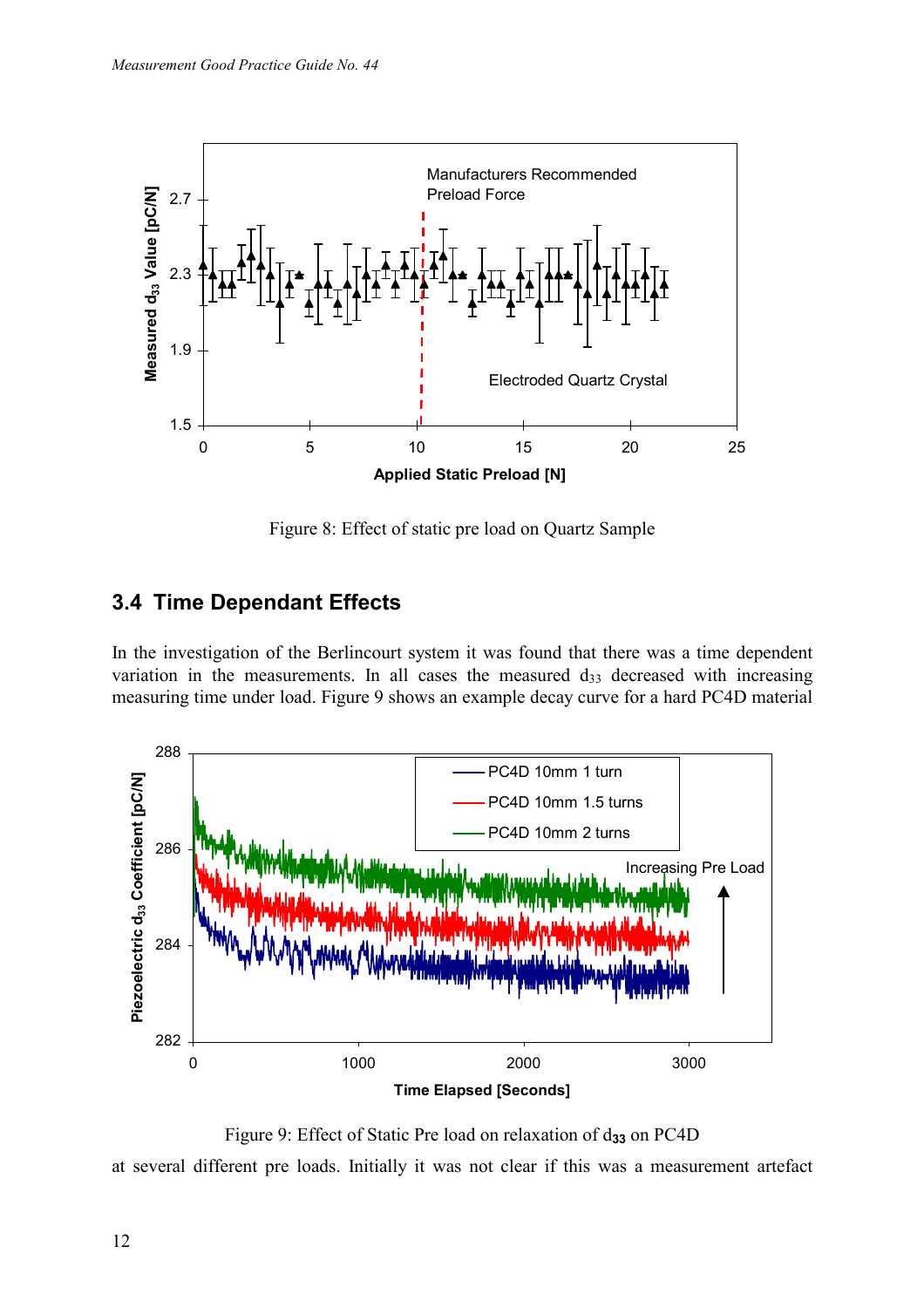Figure 8: Effect of static pre load on Quartz Sample

## 3.4 Time Dependant Effects

In the investigation of the Berlincourt system it was found that there was a time dependent variation in the measurements. In all cases the measured $d_{33}$ decreased with increasing measuring time under load. Figure 9 shows an example decay curve for a hard PC4D material

Figure 9: Effect of Static Pre load on relaxation of $d_{33}$ on PC4D

at several different pre loads. Initially it was not clear if this was a measurement artefact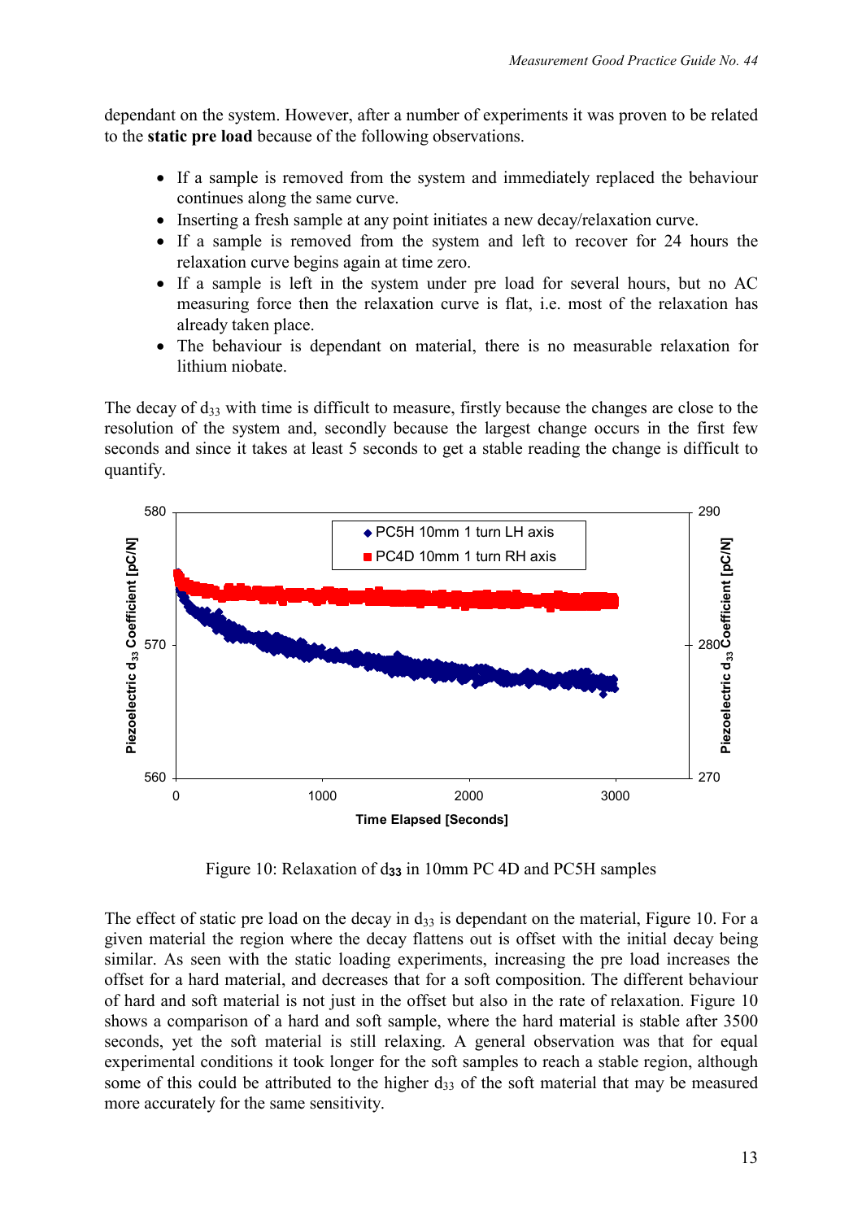dependant on the system. However, after a number of experiments it was proven to be related to the **static pre load** because of the following observations.

- If a sample is removed from the system and immediately replaced the behaviour continues along the same curve.
- Inserting a fresh sample at any point initiates a new decay/relaxation curve.
- If a sample is removed from the system and left to recover for 24 hours the relaxation curve begins again at time zero.
- If a sample is left in the system under pre load for several hours, but no AC measuring force then the relaxation curve is flat, i.e. most of the relaxation has already taken place.
- The behaviour is dependant on material, there is no measurable relaxation for lithium niobate.

The decay of $d_{33}$ with time is difficult to measure, firstly because the changes are close to the resolution of the system and, secondly because the largest change occurs in the first few seconds and since it takes at least 5 seconds to get a stable reading the change is difficult to quantify.

Figure 10: Relaxation of $d_{33}$ in 10mm PC 4D and PC5H samples

The effect of static pre load on the decay in $d_{33}$ is dependant on the material, Figure 10. For a given material the region where the decay flattens out is offset with the initial decay being similar. As seen with the static loading experiments, increasing the pre load increases the offset for a hard material, and decreases that for a soft composition. The different behaviour of hard and soft material is not just in the offset but also in the rate of relaxation. Figure 10 shows a comparison of a hard and soft sample, where the hard material is stable after 3500 seconds, yet the soft material is still relaxing. A general observation was that for equal experimental conditions it took longer for the soft samples to reach a stable region, although some of this could be attributed to the higher $d_{33}$ of the soft material that may be measured more accurately for the same sensitivity.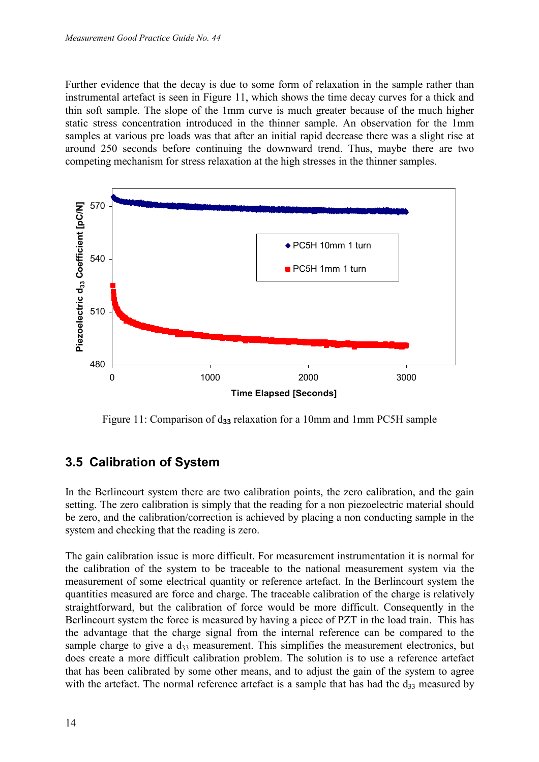Further evidence that the decay is due to some form of relaxation in the sample rather than instrumental artefact is seen in Figure 11, which shows the time decay curves for a thick and thin soft sample. The slope of the 1mm curve is much greater because of the much higher static stress concentration introduced in the thinner sample. An observation for the 1mm samples at various pre loads was that after an initial rapid decrease there was a slight rise at around 250 seconds before continuing the downward trend. Thus, maybe there are two competing mechanism for stress relaxation at the high stresses in the thinner samples.

Figure 11: Comparison of $d_{33}$ relaxation for a 10mm and 1mm PC5H sample

## 3.5 Calibration of System

In the Berlincourt system there are two calibration points, the zero calibration, and the gain setting. The zero calibration is simply that the reading for a non piezoelectric material should be zero, and the calibration/correction is achieved by placing a non conducting sample in the system and checking that the reading is zero.

The gain calibration issue is more difficult. For measurement instrumentation it is normal for the calibration of the system to be traceable to the national measurement system via the measurement of some electrical quantity or reference artefact. In the Berlincourt system the quantities measured are force and charge. The traceable calibration of the charge is relatively straightforward, but the calibration of force would be more difficult. Consequently in the Berlincourt system the force is measured by having a piece of PZT in the load train. This has the advantage that the charge signal from the internal reference can be compared to the sample charge to give a $d_{33}$ measurement. This simplifies the measurement electronics, but does create a more difficult calibration problem. The solution is to use a reference artefact that has been calibrated by some other means, and to adjust the gain of the system to agree with the artefact. The normal reference artefact is a sample that has had the $d_{33}$ measured by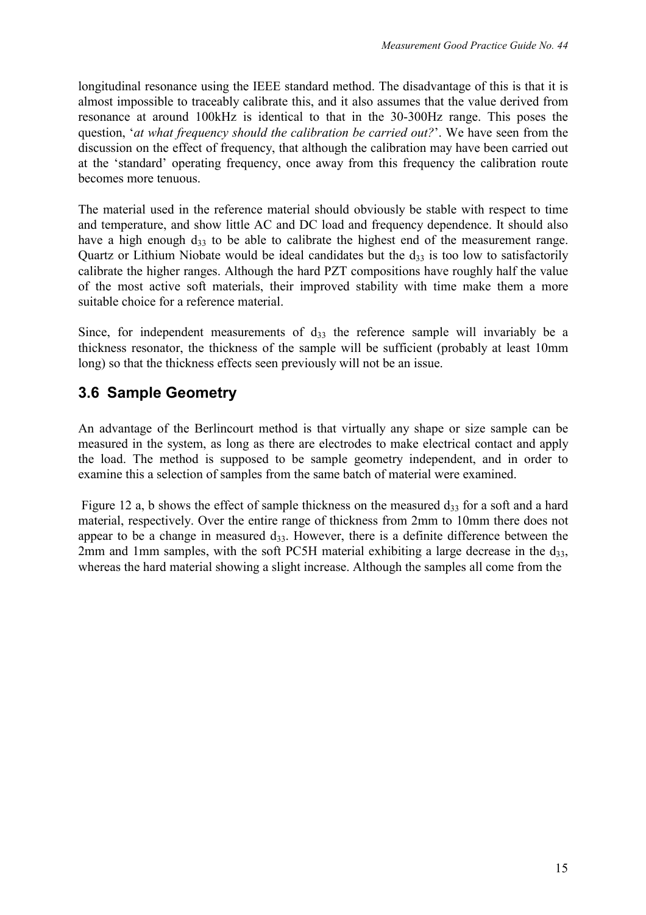longitudinal resonance using the IEEE standard method. The disadvantage of this is that it is almost impossible to traceably calibrate this, and it also assumes that the value derived from resonance at around 100kHz is identical to that in the 30-300Hz range. This poses the question, '*at what frequency should the calibration be carried out?*'. We have seen from the discussion on the effect of frequency, that although the calibration may have been carried out at the 'standard' operating frequency, once away from this frequency the calibration route becomes more tenuous.

The material used in the reference material should obviously be stable with respect to time and temperature, and show little AC and DC load and frequency dependence. It should also have a high enough $d_{33}$ to be able to calibrate the highest end of the measurement range. Quartz or Lithium Niobate would be ideal candidates but the $d_{33}$ is too low to satisfactorily calibrate the higher ranges. Although the hard PZT compositions have roughly half the value of the most active soft materials, their improved stability with time make them a more suitable choice for a reference material.

Since, for independent measurements of $d_{33}$ the reference sample will invariably be a thickness resonator, the thickness of the sample will be sufficient (probably at least 10mm long) so that the thickness effects seen previously will not be an issue.

## 3.6 Sample Geometry

An advantage of the Berlincourt method is that virtually any shape or size sample can be measured in the system, as long as there are electrodes to make electrical contact and apply the load. The method is supposed to be sample geometry independent, and in order to examine this a selection of samples from the same batch of material were examined.

Figure 12 a, b shows the effect of sample thickness on the measured $d_{33}$ for a soft and a hard material, respectively. Over the entire range of thickness from 2mm to 10mm there does not appear to be a change in measured $d_{33}$. However, there is a definite difference between the 2mm and 1mm samples, with the soft PC5H material exhibiting a large decrease in the $d_{33}$, whereas the hard material showing a slight increase. Although the samples all come from the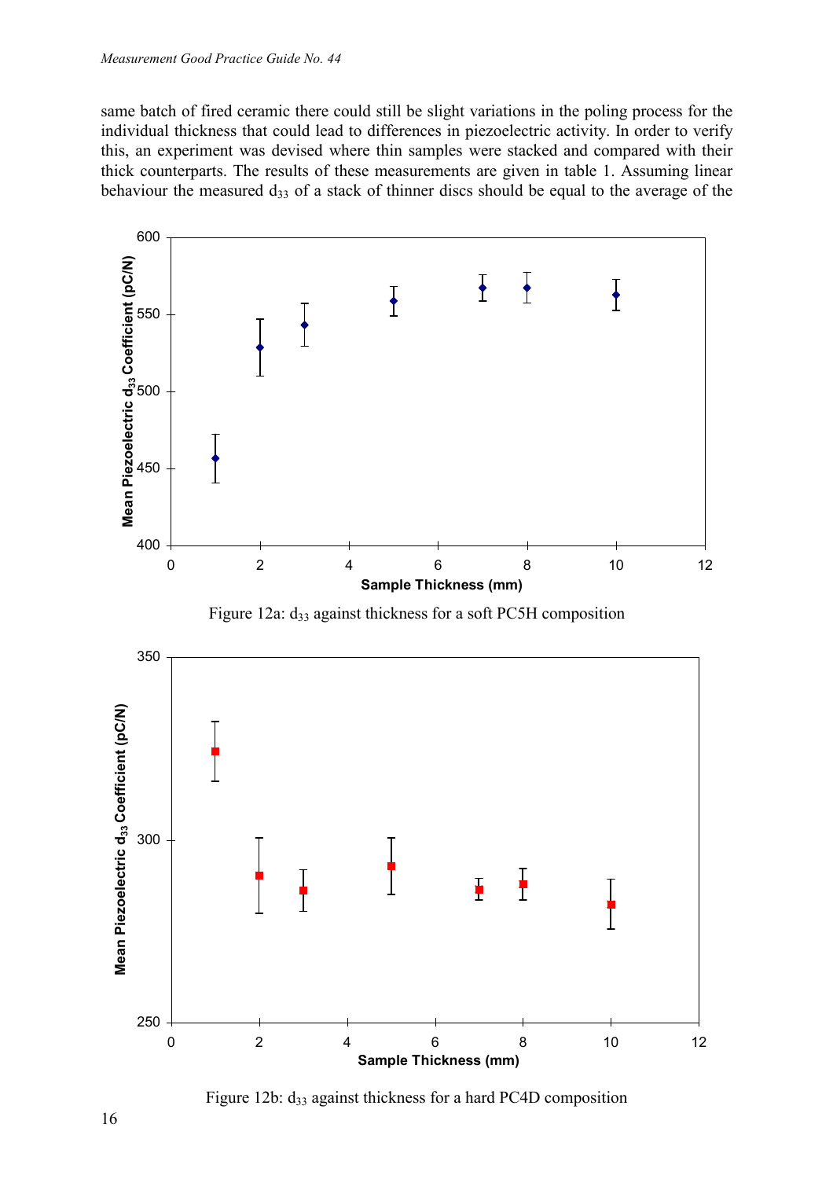same batch of fired ceramic there could still be slight variations in the poling process for the individual thickness that could lead to differences in piezoelectric activity. In order to verify this, an experiment was devised where thin samples were stacked and compared with their thick counterparts. The results of these measurements are given in table 1. Assuming linear behaviour the measured $d_{33}$ of a stack of thinner discs should be equal to the average of the

Figure 12a: $d_{33}$ against thickness for a soft PC5H composition

Figure 12b: $d_{33}$ against thickness for a hard PC4D composition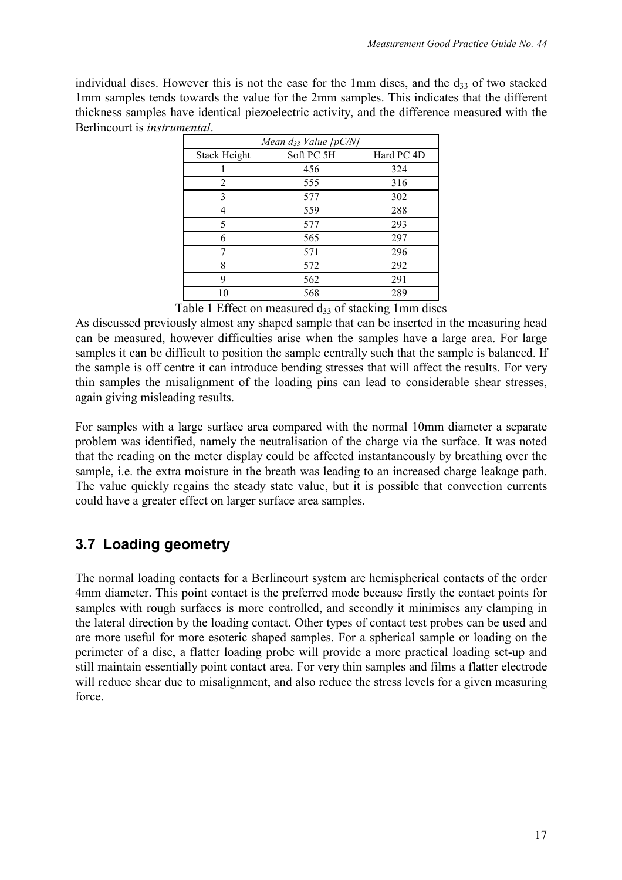individual discs. However this is not the case for the 1mm discs, and the $d_{33}$ of two stacked 1mm samples tends towards the value for the 2mm samples. This indicates that the different thickness samples have identical piezoelectric activity, and the difference measured with the Berlincourt is *instrumental*.

| *Mean $d_{33}$ Value [pC/N]* | | |
|---|---|---|
| Stack Height | Soft PC 5H | Hard PC 4D |
| 1 | 456 | 324 |
| 2 | 555 | 316 |
| 3 | 577 | 302 |
| 4 | 559 | 288 |
| 5 | 577 | 293 |
| 6 | 565 | 297 |
| 7 | 571 | 296 |
| 8 | 572 | 292 |
| 9 | 562 | 291 |
| 10 | 568 | 289 |

Table 1 Effect on measured $d_{33}$ of stacking 1mm discs

As discussed previously almost any shaped sample that can be inserted in the measuring head can be measured, however difficulties arise when the samples have a large area. For large samples it can be difficult to position the sample centrally such that the sample is balanced. If the sample is off centre it can introduce bending stresses that will affect the results. For very thin samples the misalignment of the loading pins can lead to considerable shear stresses, again giving misleading results.

For samples with a large surface area compared with the normal 10mm diameter a separate problem was identified, namely the neutralisation of the charge via the surface. It was noted that the reading on the meter display could be affected instantaneously by breathing over the sample, i.e. the extra moisture in the breath was leading to an increased charge leakage path. The value quickly regains the steady state value, but it is possible that convection currents could have a greater effect on larger surface area samples.

## 3.7 Loading geometry

The normal loading contacts for a Berlincourt system are hemispherical contacts of the order 4mm diameter. This point contact is the preferred mode because firstly the contact points for samples with rough surfaces is more controlled, and secondly it minimises any clamping in the lateral direction by the loading contact. Other types of contact test probes can be used and are more useful for more esoteric shaped samples. For a spherical sample or loading on the perimeter of a disc, a flatter loading probe will provide a more practical loading set-up and still maintain essentially point contact area. For very thin samples and films a flatter electrode will reduce shear due to misalignment, and also reduce the stress levels for a given measuring force.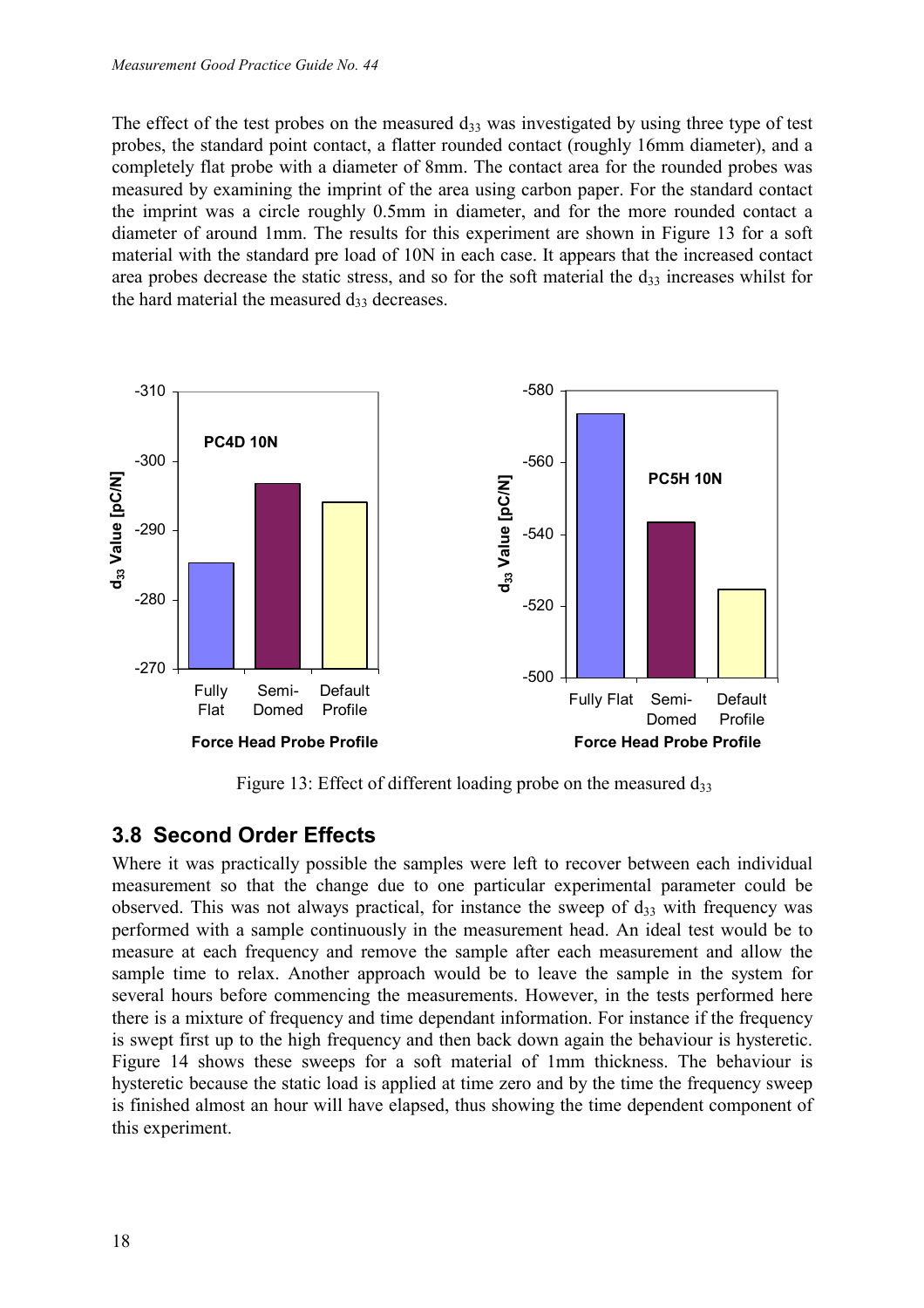The effect of the test probes on the measured $d_{33}$ was investigated by using three type of test probes, the standard point contact, a flatter rounded contact (roughly 16mm diameter), and a completely flat probe with a diameter of 8mm. The contact area for the rounded probes was measured by examining the imprint of the area using carbon paper. For the standard contact the imprint was a circle roughly 0.5mm in diameter, and for the more rounded contact a diameter of around 1mm. The results for this experiment are shown in Figure 13 for a soft material with the standard pre load of 10N in each case. It appears that the increased contact area probes decrease the static stress, and so for the soft material the $d_{33}$ increases whilst for the hard material the measured $d_{33}$ decreases.

Figure 13: Effect of different loading probe on the measured $d_{33}$

## 3.8 Second Order Effects

Where it was practically possible the samples were left to recover between each individual measurement so that the change due to one particular experimental parameter could be observed. This was not always practical, for instance the sweep of $d_{33}$ with frequency was performed with a sample continuously in the measurement head. An ideal test would be to measure at each frequency and remove the sample after each measurement and allow the sample time to relax. Another approach would be to leave the sample in the system for several hours before commencing the measurements. However, in the tests performed here there is a mixture of frequency and time dependant information. For instance if the frequency is swept first up to the high frequency and then back down again the behaviour is hysteretic. Figure 14 shows these sweeps for a soft material of 1mm thickness. The behaviour is hysteretic because the static load is applied at time zero and by the time the frequency sweep is finished almost an hour will have elapsed, thus showing the time dependent component of this experiment.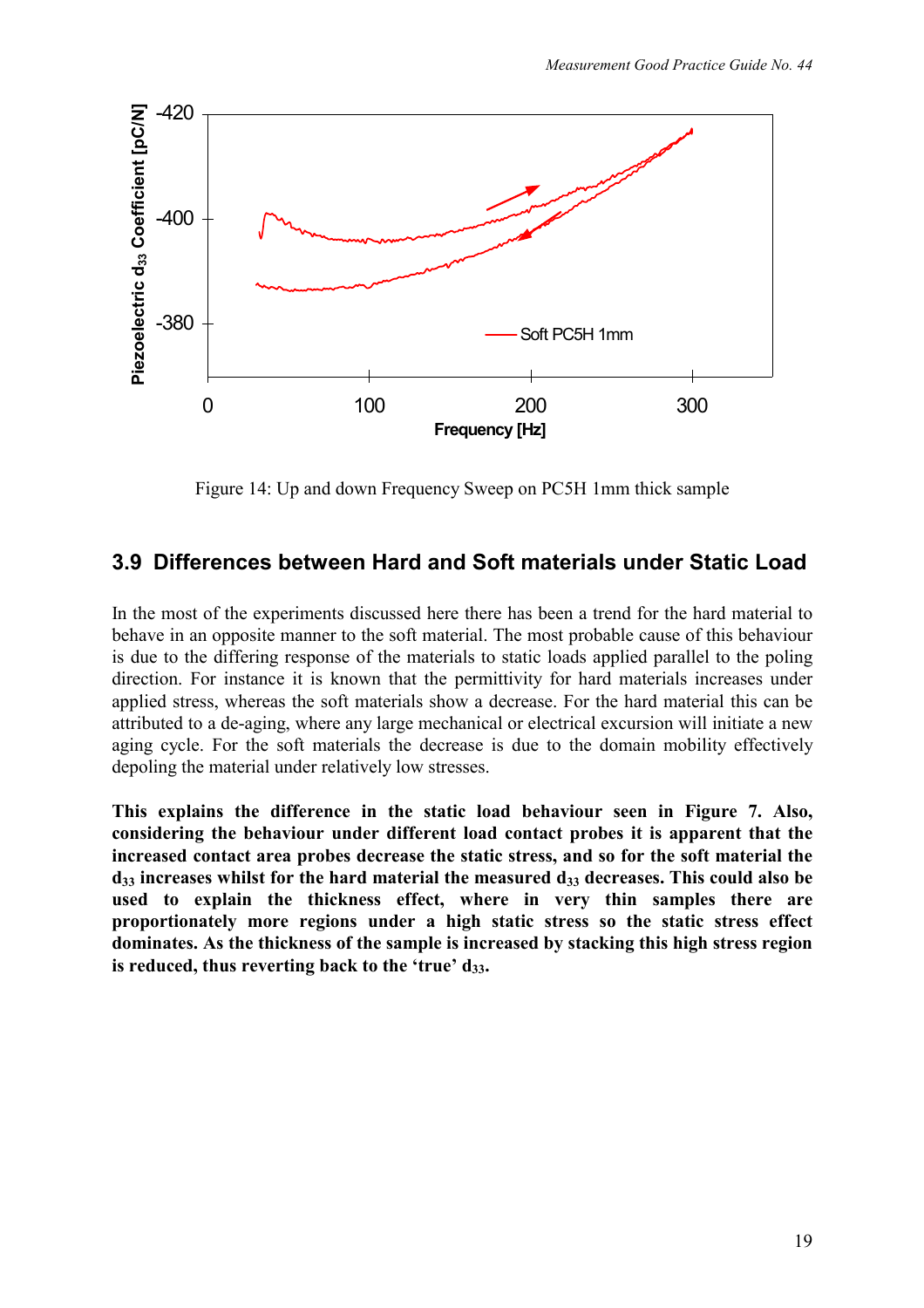Figure 14: Up and down Frequency Sweep on PC5H 1mm thick sample

## 3.9 Differences between Hard and Soft materials under Static Load

In the most of the experiments discussed here there has been a trend for the hard material to behave in an opposite manner to the soft material. The most probable cause of this behaviour is due to the differing response of the materials to static loads applied parallel to the poling direction. For instance it is known that the permittivity for hard materials increases under applied stress, whereas the soft materials show a decrease. For the hard material this can be attributed to a de-aging, where any large mechanical or electrical excursion will initiate a new aging cycle. For the soft materials the decrease is due to the domain mobility effectively depoling the material under relatively low stresses.

**This explains the difference in the static load behaviour seen in Figure 7. Also, considering the behaviour under different load contact probes it is apparent that the increased contact area probes decrease the static stress, and so for the soft material the $d_{33}$ increases whilst for the hard material the measured $d_{33}$ decreases. This could also be used to explain the thickness effect, where in very thin samples there are proportionately more regions under a high static stress so the static stress effect dominates. As the thickness of the sample is increased by stacking this high stress region is reduced, thus reverting back to the 'true' $d_{33}$.**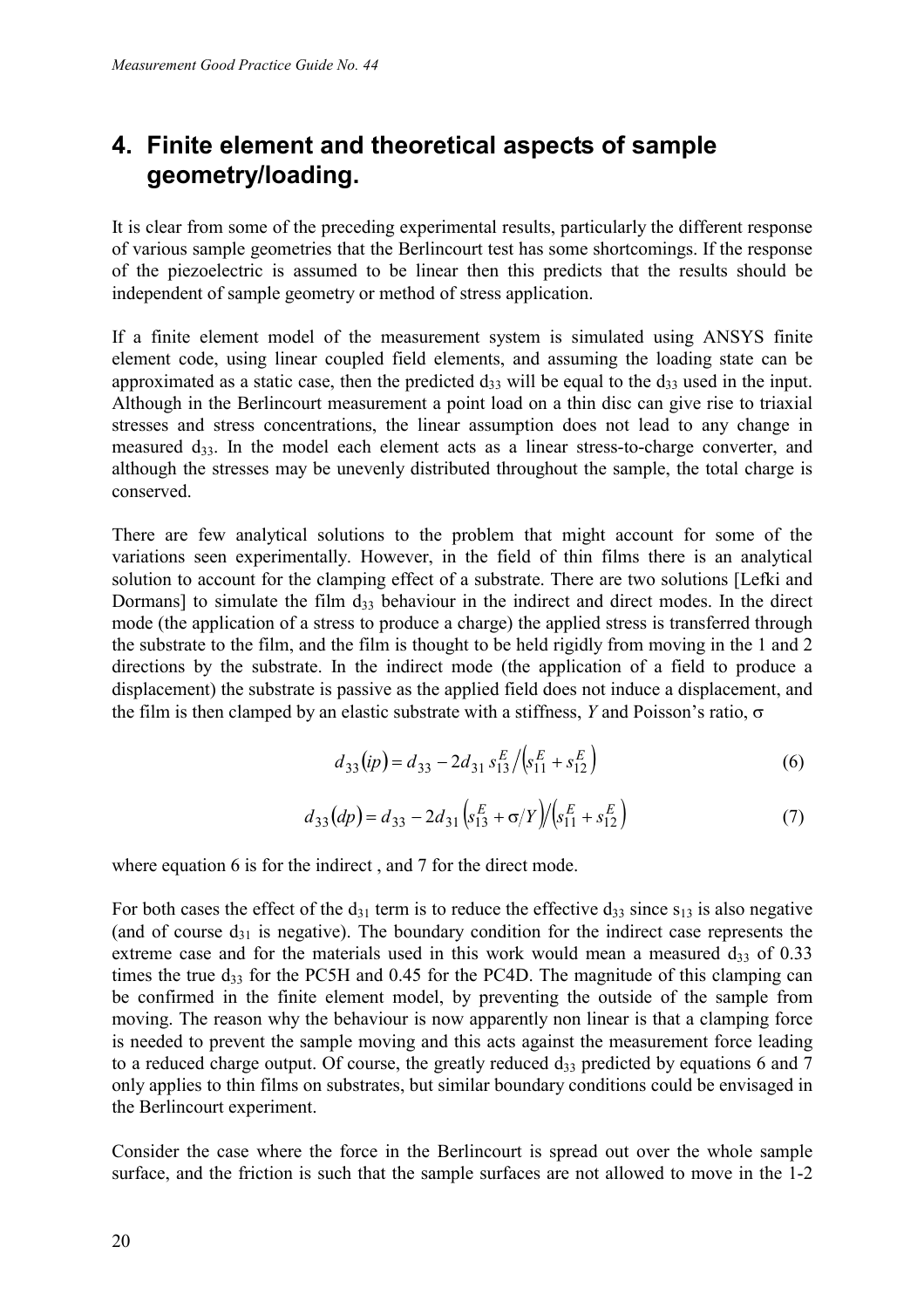# 4. Finite element and theoretical aspects of sample geometry/loading.

It is clear from some of the preceding experimental results, particularly the different response of various sample geometries that the Berlincourt test has some shortcomings. If the response of the piezoelectric is assumed to be linear then this predicts that the results should be independent of sample geometry or method of stress application.

If a finite element model of the measurement system is simulated using ANSYS finite element code, using linear coupled field elements, and assuming the loading state can be approximated as a static case, then the predicted $d_{33}$ will be equal to the $d_{33}$ used in the input. Although in the Berlincourt measurement a point load on a thin disc can give rise to triaxial stresses and stress concentrations, the linear assumption does not lead to any change in measured $d_{33}$. In the model each element acts as a linear stress-to-charge converter, and although the stresses may be unevenly distributed throughout the sample, the total charge is conserved.

There are few analytical solutions to the problem that might account for some of the variations seen experimentally. However, in the field of thin films there is an analytical solution to account for the clamping effect of a substrate. There are two solutions [Lefki and Dormans] to simulate the film $d_{33}$ behaviour in the indirect and direct modes. In the direct mode (the application of a stress to produce a charge) the applied stress is transferred through the substrate to the film, and the film is thought to be held rigidly from moving in the 1 and 2 directions by the substrate. In the indirect mode (the application of a field to produce a displacement) the substrate is passive as the applied field does not induce a displacement, and the film is then clamped by an elastic substrate with a stiffness, *Y* and Poisson's ratio, $\sigma$

$$d_{33}(ip) = d_{33} - 2d_{31}\, s_{13}^{E} \big/ \left(s_{11}^{E} + s_{12}^{E}\right) \tag{6}$$

$$d_{33}(dp) = d_{33} - 2d_{31}\left(s_{13}^{E} + \sigma/Y\right) \big/ \left(s_{11}^{E} + s_{12}^{E}\right) \tag{7}$$

where equation 6 is for the indirect , and 7 for the direct mode.

For both cases the effect of the $d_{31}$ term is to reduce the effective $d_{33}$ since $s_{13}$ is also negative (and of course $d_{31}$ is negative). The boundary condition for the indirect case represents the extreme case and for the materials used in this work would mean a measured $d_{33}$ of 0.33 times the true $d_{33}$ for the PC5H and 0.45 for the PC4D. The magnitude of this clamping can be confirmed in the finite element model, by preventing the outside of the sample from moving. The reason why the behaviour is now apparently non linear is that a clamping force is needed to prevent the sample moving and this acts against the measurement force leading to a reduced charge output. Of course, the greatly reduced $d_{33}$ predicted by equations 6 and 7 only applies to thin films on substrates, but similar boundary conditions could be envisaged in the Berlincourt experiment.

Consider the case where the force in the Berlincourt is spread out over the whole sample surface, and the friction is such that the sample surfaces are not allowed to move in the 1-2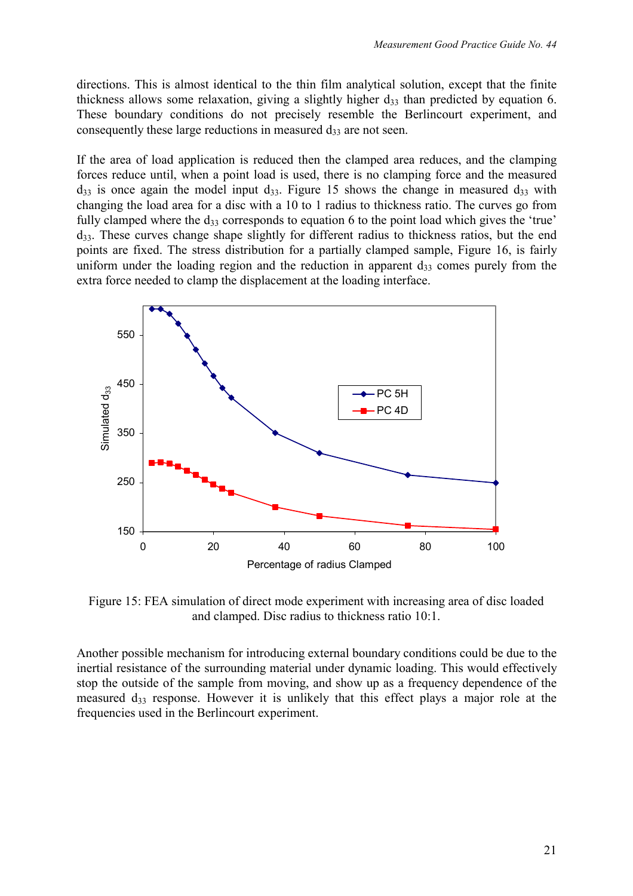directions. This is almost identical to the thin film analytical solution, except that the finite thickness allows some relaxation, giving a slightly higher $d_{33}$ than predicted by equation 6. These boundary conditions do not precisely resemble the Berlincourt experiment, and consequently these large reductions in measured $d_{33}$ are not seen.

If the area of load application is reduced then the clamped area reduces, and the clamping forces reduce until, when a point load is used, there is no clamping force and the measured $d_{33}$ is once again the model input $d_{33}$. Figure 15 shows the change in measured $d_{33}$ with changing the load area for a disc with a 10 to 1 radius to thickness ratio. The curves go from fully clamped where the $d_{33}$ corresponds to equation 6 to the point load which gives the 'true' $d_{33}$. These curves change shape slightly for different radius to thickness ratios, but the end points are fixed. The stress distribution for a partially clamped sample, Figure 16, is fairly uniform under the loading region and the reduction in apparent $d_{33}$ comes purely from the extra force needed to clamp the displacement at the loading interface.

Figure 15: FEA simulation of direct mode experiment with increasing area of disc loaded and clamped. Disc radius to thickness ratio 10:1.

Another possible mechanism for introducing external boundary conditions could be due to the inertial resistance of the surrounding material under dynamic loading. This would effectively stop the outside of the sample from moving, and show up as a frequency dependence of the measured $d_{33}$ response. However it is unlikely that this effect plays a major role at the frequencies used in the Berlincourt experiment.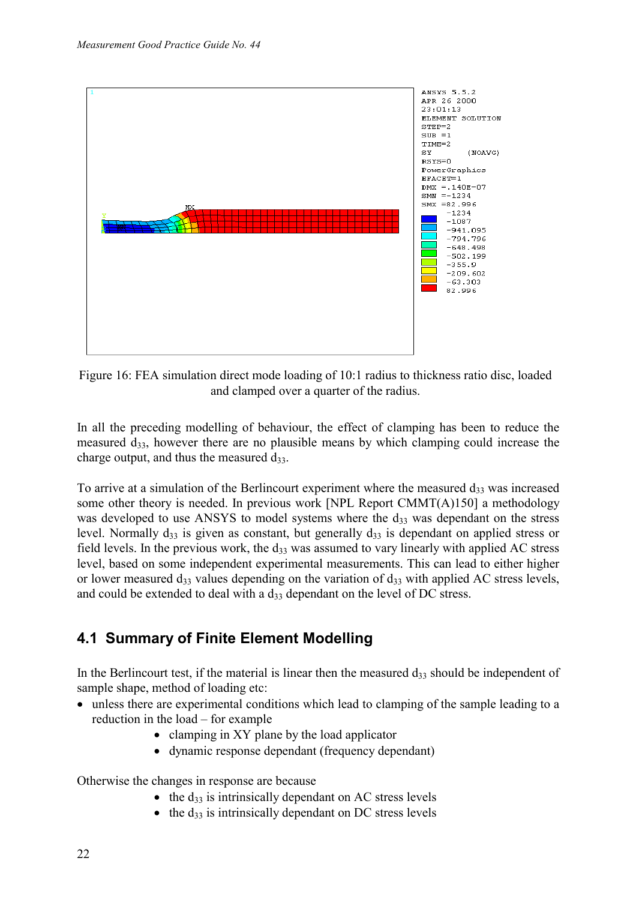Figure 16: FEA simulation direct mode loading of 10:1 radius to thickness ratio disc, loaded and clamped over a quarter of the radius.

In all the preceding modelling of behaviour, the effect of clamping has been to reduce the measured $d_{33}$, however there are no plausible means by which clamping could increase the charge output, and thus the measured $d_{33}$.

To arrive at a simulation of the Berlincourt experiment where the measured $d_{33}$ was increased some other theory is needed. In previous work [NPL Report CMMT(A)150] a methodology was developed to use ANSYS to model systems where the $d_{33}$ was dependant on the stress level. Normally $d_{33}$ is given as constant, but generally $d_{33}$ is dependant on applied stress or field levels. In the previous work, the $d_{33}$ was assumed to vary linearly with applied AC stress level, based on some independent experimental measurements. This can lead to either higher or lower measured $d_{33}$ values depending on the variation of $d_{33}$ with applied AC stress levels, and could be extended to deal with a $d_{33}$ dependant on the level of DC stress.

## 4.1 Summary of Finite Element Modelling

In the Berlincourt test, if the material is linear then the measured $d_{33}$ should be independent of sample shape, method of loading etc:

- unless there are experimental conditions which lead to clamping of the sample leading to a reduction in the load – for example
  - clamping in XY plane by the load applicator
  - dynamic response dependant (frequency dependant)

Otherwise the changes in response are because

- the $d_{33}$ is intrinsically dependant on AC stress levels
- the $d_{33}$ is intrinsically dependant on DC stress levels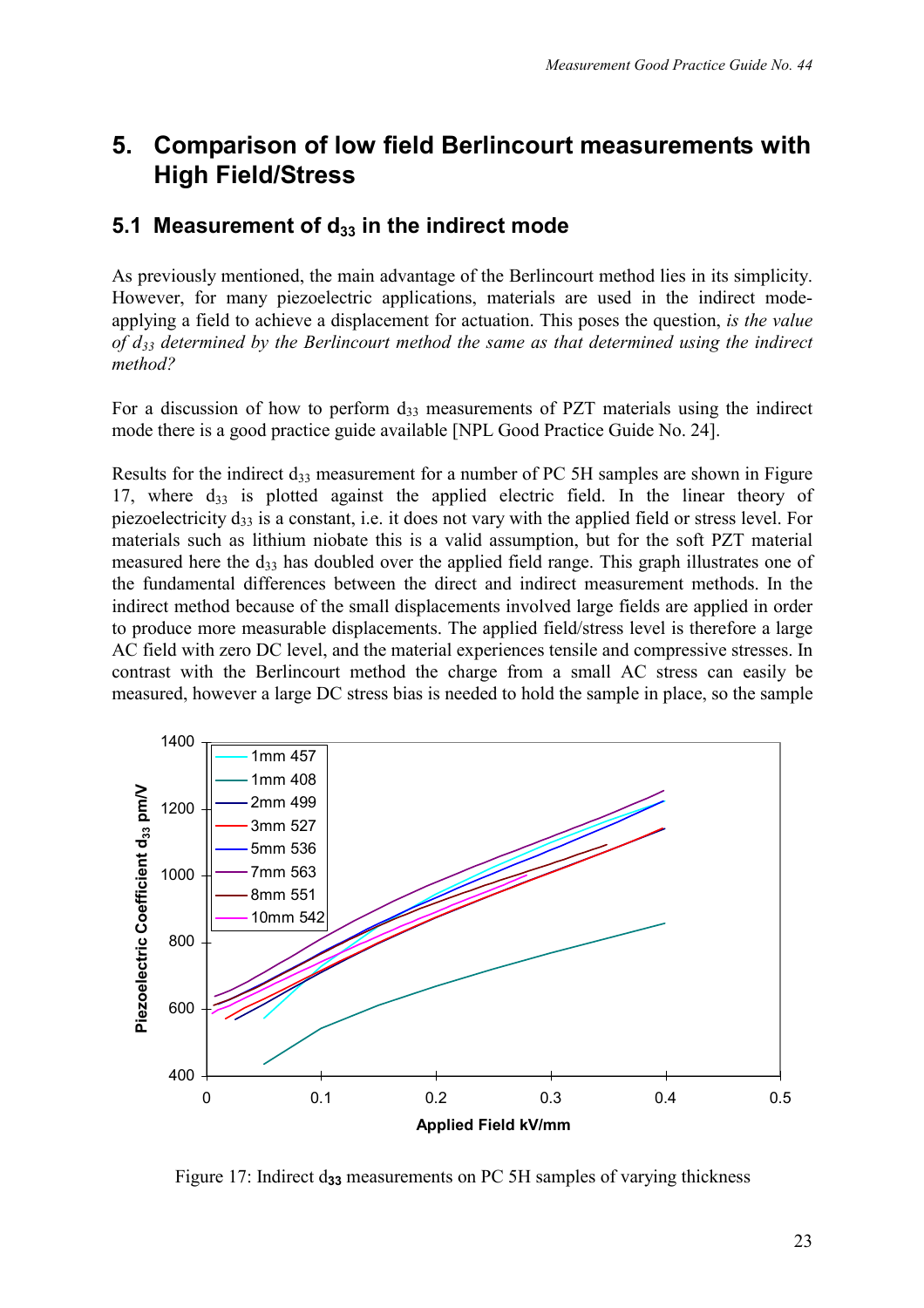# 5. Comparison of low field Berlincourt measurements with High Field/Stress

## 5.1 Measurement of $d_{33}$ in the indirect mode

As previously mentioned, the main advantage of the Berlincourt method lies in its simplicity. However, for many piezoelectric applications, materials are used in the indirect mode-applying a field to achieve a displacement for actuation. This poses the question, *is the value of $d_{33}$ determined by the Berlincourt method the same as that determined using the indirect method?*

For a discussion of how to perform $d_{33}$ measurements of PZT materials using the indirect mode there is a good practice guide available [NPL Good Practice Guide No. 24].

Results for the indirect $d_{33}$ measurement for a number of PC 5H samples are shown in Figure 17, where $d_{33}$ is plotted against the applied electric field. In the linear theory of piezoelectricity $d_{33}$ is a constant, i.e. it does not vary with the applied field or stress level. For materials such as lithium niobate this is a valid assumption, but for the soft PZT material measured here the $d_{33}$ has doubled over the applied field range. This graph illustrates one of the fundamental differences between the direct and indirect measurement methods. In the indirect method because of the small displacements involved large fields are applied in order to produce more measurable displacements. The applied field/stress level is therefore a large AC field with zero DC level, and the material experiences tensile and compressive stresses. In contrast with the Berlincourt method the charge from a small AC stress can easily be measured, however a large DC stress bias is needed to hold the sample in place, so the sample

Figure 17: Indirect $d_{33}$ measurements on PC 5H samples of varying thickness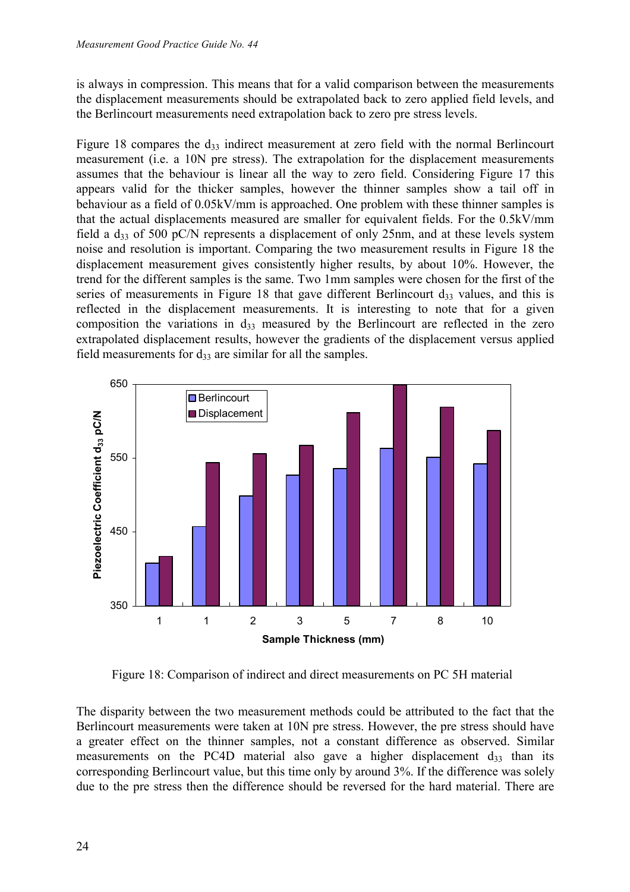is always in compression. This means that for a valid comparison between the measurements the displacement measurements should be extrapolated back to zero applied field levels, and the Berlincourt measurements need extrapolation back to zero pre stress levels.

Figure 18 compares the $d_{33}$ indirect measurement at zero field with the normal Berlincourt measurement (i.e. a 10N pre stress). The extrapolation for the displacement measurements assumes that the behaviour is linear all the way to zero field. Considering Figure 17 this appears valid for the thicker samples, however the thinner samples show a tail off in behaviour as a field of 0.05kV/mm is approached. One problem with these thinner samples is that the actual displacements measured are smaller for equivalent fields. For the 0.5kV/mm field a $d_{33}$ of 500 pC/N represents a displacement of only 25nm, and at these levels system noise and resolution is important. Comparing the two measurement results in Figure 18 the displacement measurement gives consistently higher results, by about 10%. However, the trend for the different samples is the same. Two 1mm samples were chosen for the first of the series of measurements in Figure 18 that gave different Berlincourt $d_{33}$ values, and this is reflected in the displacement measurements. It is interesting to note that for a given composition the variations in $d_{33}$ measured by the Berlincourt are reflected in the zero extrapolated displacement results, however the gradients of the displacement versus applied field measurements for $d_{33}$ are similar for all the samples.

Figure 18: Comparison of indirect and direct measurements on PC 5H material

The disparity between the two measurement methods could be attributed to the fact that the Berlincourt measurements were taken at 10N pre stress. However, the pre stress should have a greater effect on the thinner samples, not a constant difference as observed. Similar measurements on the PC4D material also gave a higher displacement $d_{33}$ than its corresponding Berlincourt value, but this time only by around 3%. If the difference was solely due to the pre stress then the difference should be reversed for the hard material. There are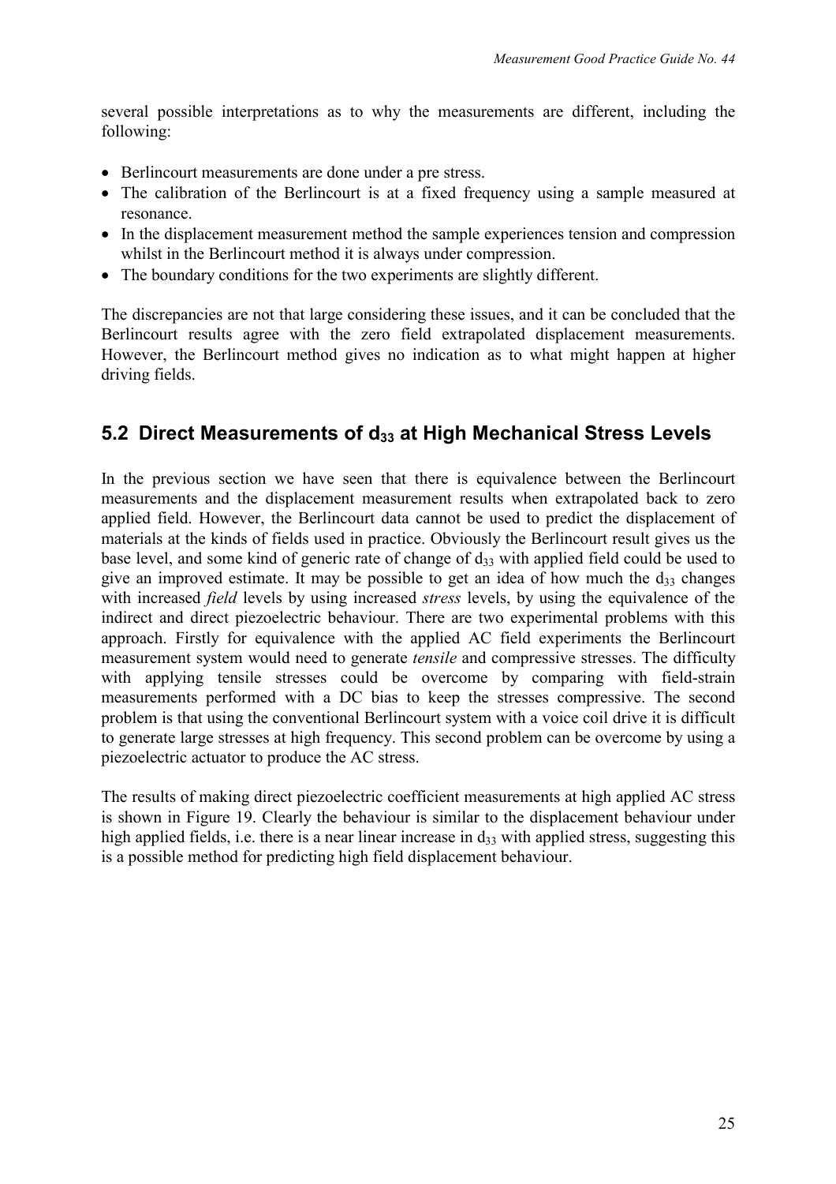several possible interpretations as to why the measurements are different, including the following:

- Berlincourt measurements are done under a pre stress.
- The calibration of the Berlincourt is at a fixed frequency using a sample measured at resonance.
- In the displacement measurement method the sample experiences tension and compression whilst in the Berlincourt method it is always under compression.
- The boundary conditions for the two experiments are slightly different.

The discrepancies are not that large considering these issues, and it can be concluded that the Berlincourt results agree with the zero field extrapolated displacement measurements. However, the Berlincourt method gives no indication as to what might happen at higher driving fields.

## 5.2 Direct Measurements of $d_{33}$ at High Mechanical Stress Levels

In the previous section we have seen that there is equivalence between the Berlincourt measurements and the displacement measurement results when extrapolated back to zero applied field. However, the Berlincourt data cannot be used to predict the displacement of materials at the kinds of fields used in practice. Obviously the Berlincourt result gives us the base level, and some kind of generic rate of change of $d_{33}$ with applied field could be used to give an improved estimate. It may be possible to get an idea of how much the $d_{33}$ changes with increased *field* levels by using increased *stress* levels, by using the equivalence of the indirect and direct piezoelectric behaviour. There are two experimental problems with this approach. Firstly for equivalence with the applied AC field experiments the Berlincourt measurement system would need to generate *tensile* and compressive stresses. The difficulty with applying tensile stresses could be overcome by comparing with field-strain measurements performed with a DC bias to keep the stresses compressive. The second problem is that using the conventional Berlincourt system with a voice coil drive it is difficult to generate large stresses at high frequency. This second problem can be overcome by using a piezoelectric actuator to produce the AC stress.

The results of making direct piezoelectric coefficient measurements at high applied AC stress is shown in Figure 19. Clearly the behaviour is similar to the displacement behaviour under high applied fields, i.e. there is a near linear increase in $d_{33}$ with applied stress, suggesting this is a possible method for predicting high field displacement behaviour.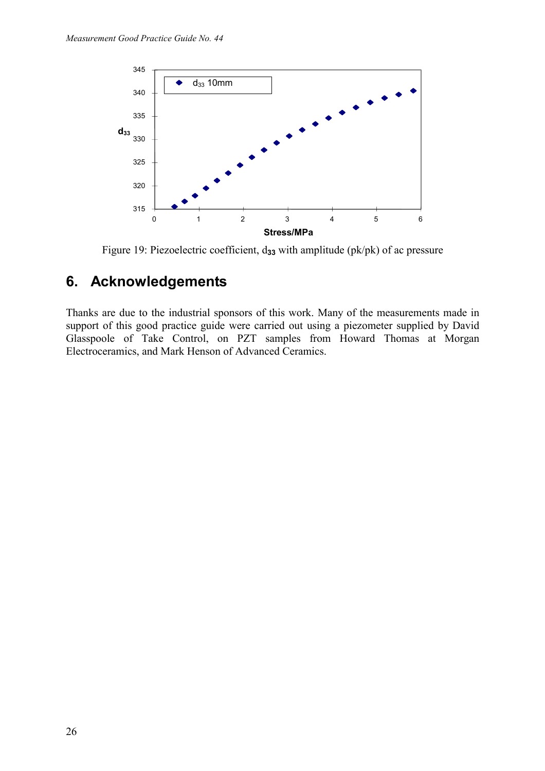Figure 19: Piezoelectric coefficient, $d_{33}$ with amplitude (pk/pk) of ac pressure

## 6. Acknowledgements

Thanks are due to the industrial sponsors of this work. Many of the measurements made in support of this good practice guide were carried out using a piezometer supplied by David Glasspoole of Take Control, on PZT samples from Howard Thomas at Morgan Electroceramics, and Mark Henson of Advanced Ceramics.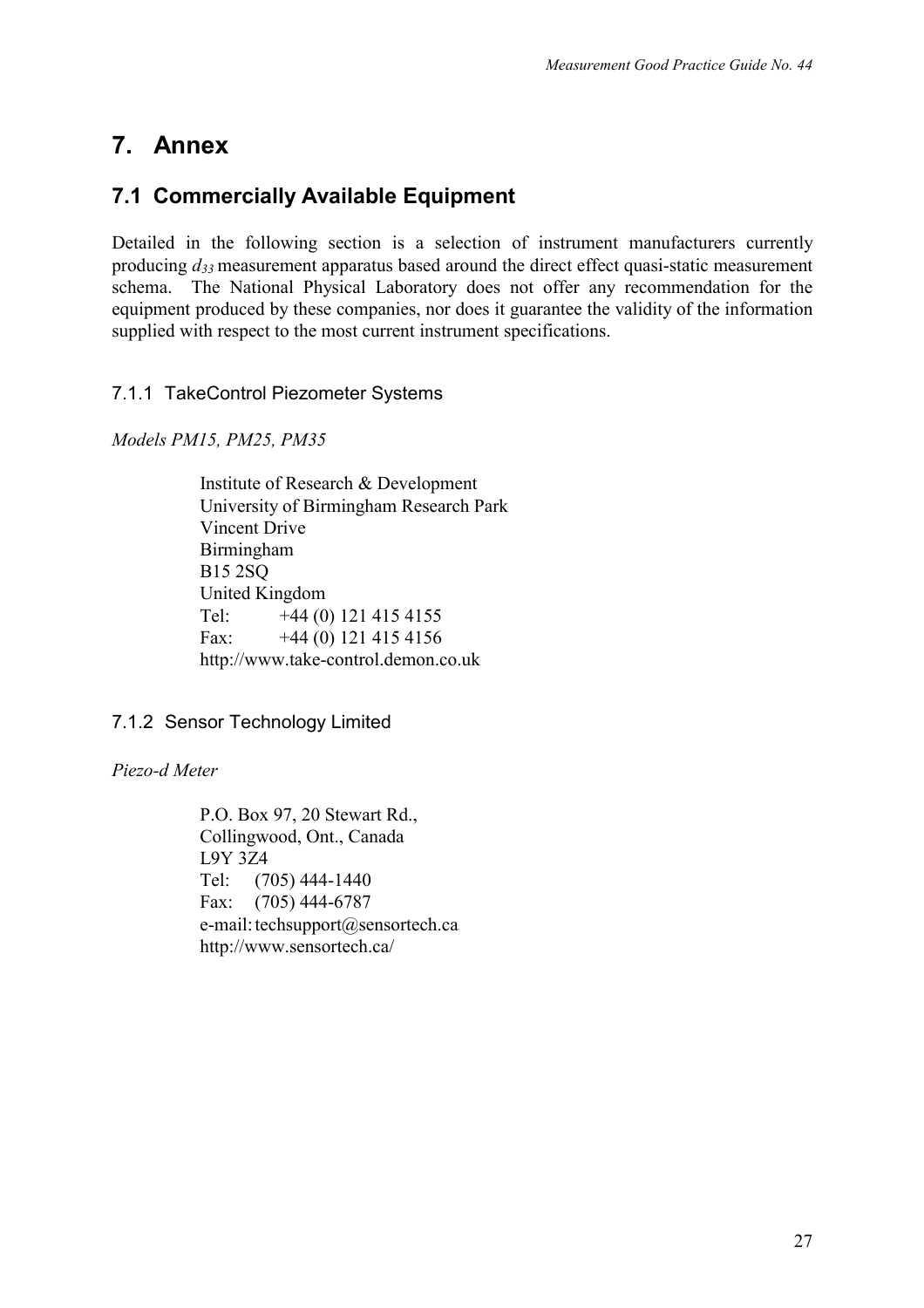# 7. Annex

## 7.1 Commercially Available Equipment

Detailed in the following section is a selection of instrument manufacturers currently producing $d_{33}$ measurement apparatus based around the direct effect quasi-static measurement schema. The National Physical Laboratory does not offer any recommendation for the equipment produced by these companies, nor does it guarantee the validity of the information supplied with respect to the most current instrument specifications.

### 7.1.1 TakeControl Piezometer Systems

*Models PM15, PM25, PM35*

Institute of Research & Development  
University of Birmingham Research Park  
Vincent Drive  
Birmingham  
B15 2SQ  
United Kingdom  
Tel: +44 (0) 121 415 4155  
Fax: +44 (0) 121 415 4156  
http://www.take-control.demon.co.uk

### 7.1.2 Sensor Technology Limited

*Piezo-d Meter*

P.O. Box 97, 20 Stewart Rd.,  
Collingwood, Ont., Canada  
L9Y 3Z4  
Tel: (705) 444-1440  
Fax: (705) 444-6787  
e-mail: techsupport@sensortech.ca  
http://www.sensortech.ca/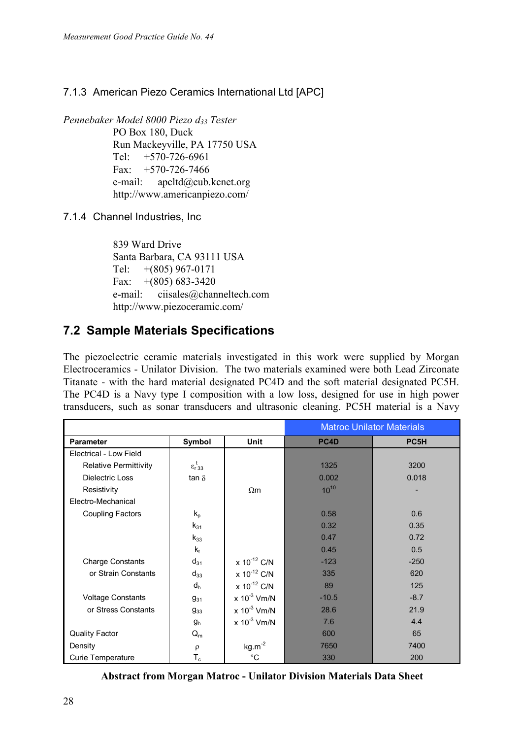### 7.1.3 American Piezo Ceramics International Ltd [APC]

*Pennebaker Model 8000 Piezo $d_{33}$ Tester*

PO Box 180, Duck
Run Mackeyville, PA 17750 USA
Tel: +570-726-6961
Fax: +570-726-7466
e-mail: apcltd@cub.kcnet.org
http://www.americanpiezo.com/

### 7.1.4 Channel Industries, Inc

839 Ward Drive
Santa Barbara, CA 93111 USA
Tel: +(805) 967-0171
Fax: +(805) 683-3420
e-mail: ciisales@channeltech.com
http://www.piezoceramic.com/

## 7.2 Sample Materials Specifications

The piezoelectric ceramic materials investigated in this work were supplied by Morgan Electroceramics - Unilator Division. The two materials examined were both Lead Zirconate Titanate - with the hard material designated PC4D and the soft material designated PC5H. The PC4D is a Navy type I composition with a low loss, designed for use in high power transducers, such as sonar transducers and ultrasonic cleaning. PC5H material is a Navy

| | | | Matroc Unilator Materials | |
|---|---|---|---|---|
| **Parameter** | **Symbol** | **Unit** | **PC4D** | **PC5H** |
| Electrical - Low Field | | | | |
| Relative Permittivity | $\varepsilon^{t}_{r33}$ | | 1325 | 3200 |
| Dielectric Loss | $\tan\delta$ | | 0.002 | 0.018 |
| Resistivity | | $\Omega$m | $10^{10}$ | - |
| Electro-Mechanical | | | | |
| Coupling Factors | $k_p$ | | 0.58 | 0.6 |
| | $k_{31}$ | | 0.32 | 0.35 |
| | $k_{33}$ | | 0.47 | 0.72 |
| | $k_t$ | | 0.45 | 0.5 |
| Charge Constants | $d_{31}$ | x $10^{-12}$ C/N | -123 | -250 |
| or Strain Constants | $d_{33}$ | x $10^{-12}$ C/N | 335 | 620 |
| | $d_h$ | x $10^{-12}$ C/N | 89 | 125 |
| Voltage Constants | $g_{31}$ | x $10^{-3}$ Vm/N | -10.5 | -8.7 |
| or Stress Constants | $g_{33}$ | x $10^{-3}$ Vm/N | 28.6 | 21.9 |
| | $g_h$ | x $10^{-3}$ Vm/N | 7.6 | 4.4 |
| Quality Factor | $Q_m$ | | 600 | 65 |
| Density | $\rho$ | kg.m$^{-2}$ | 7650 | 7400 |
| Curie Temperature | $T_c$ | °C | 330 | 200 |

**Abstract from Morgan Matroc - Unilator Division Materials Data Sheet**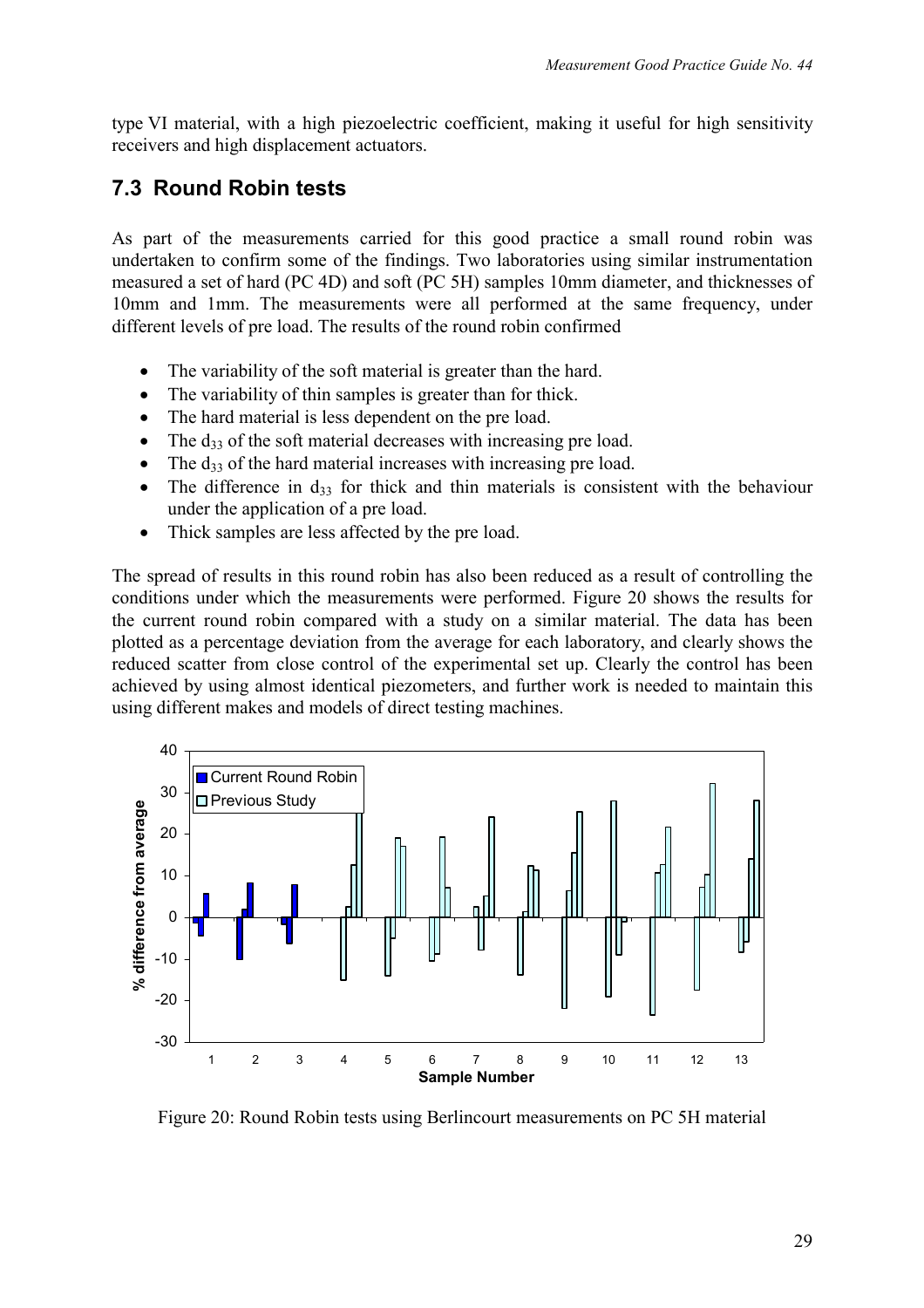type VI material, with a high piezoelectric coefficient, making it useful for high sensitivity receivers and high displacement actuators.

## 7.3 Round Robin tests

As part of the measurements carried for this good practice a small round robin was undertaken to confirm some of the findings. Two laboratories using similar instrumentation measured a set of hard (PC 4D) and soft (PC 5H) samples 10mm diameter, and thicknesses of 10mm and 1mm. The measurements were all performed at the same frequency, under different levels of pre load. The results of the round robin confirmed

- The variability of the soft material is greater than the hard.
- The variability of thin samples is greater than for thick.
- The hard material is less dependent on the pre load.
- The $d_{33}$ of the soft material decreases with increasing pre load.
- The $d_{33}$ of the hard material increases with increasing pre load.
- The difference in $d_{33}$ for thick and thin materials is consistent with the behaviour under the application of a pre load.
- Thick samples are less affected by the pre load.

The spread of results in this round robin has also been reduced as a result of controlling the conditions under which the measurements were performed. Figure 20 shows the results for the current round robin compared with a study on a similar material. The data has been plotted as a percentage deviation from the average for each laboratory, and clearly shows the reduced scatter from close control of the experimental set up. Clearly the control has been achieved by using almost identical piezometers, and further work is needed to maintain this using different makes and models of direct testing machines.

Figure 20: Round Robin tests using Berlincourt measurements on PC 5H material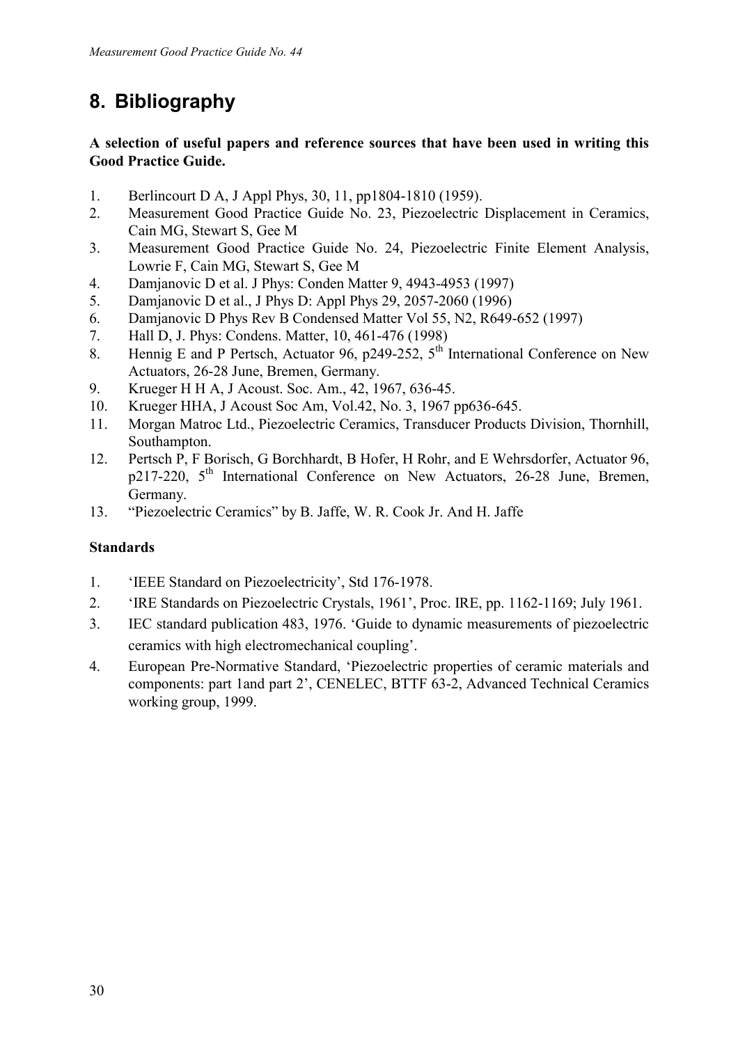# 8. Bibliography

**A selection of useful papers and reference sources that have been used in writing this Good Practice Guide.**

1. Berlincourt D A, J Appl Phys, 30, 11, pp1804-1810 (1959).
2. Measurement Good Practice Guide No. 23, Piezoelectric Displacement in Ceramics, Cain MG, Stewart S, Gee M
3. Measurement Good Practice Guide No. 24, Piezoelectric Finite Element Analysis, Lowrie F, Cain MG, Stewart S, Gee M
4. Damjanovic D et al. J Phys: Conden Matter 9, 4943-4953 (1997)
5. Damjanovic D et al., J Phys D: Appl Phys 29, 2057-2060 (1996)
6. Damjanovic D Phys Rev B Condensed Matter Vol 55, N2, R649-652 (1997)
7. Hall D, J. Phys: Condens. Matter, 10, 461-476 (1998)
8. Hennig E and P Pertsch, Actuator 96, p249-252, 5th International Conference on New Actuators, 26-28 June, Bremen, Germany.
9. Krueger H H A, J Acoust. Soc. Am., 42, 1967, 636-45.
10. Krueger HHA, J Acoust Soc Am, Vol.42, No. 3, 1967 pp636-645.
11. Morgan Matroc Ltd., Piezoelectric Ceramics, Transducer Products Division, Thornhill, Southampton.
12. Pertsch P, F Borisch, G Borchhardt, B Hofer, H Rohr, and E Wehrsdorfer, Actuator 96, p217-220, 5th International Conference on New Actuators, 26-28 June, Bremen, Germany.
13. "Piezoelectric Ceramics" by B. Jaffe, W. R. Cook Jr. And H. Jaffe

**Standards**

1. 'IEEE Standard on Piezoelectricity', Std 176-1978.
2. 'IRE Standards on Piezoelectric Crystals, 1961', Proc. IRE, pp. 1162-1169; July 1961.
3. IEC standard publication 483, 1976. 'Guide to dynamic measurements of piezoelectric ceramics with high electromechanical coupling'.
4. European Pre-Normative Standard, 'Piezoelectric properties of ceramic materials and components: part 1and part 2', CENELEC, BTTF 63-2, Advanced Technical Ceramics working group, 1999.